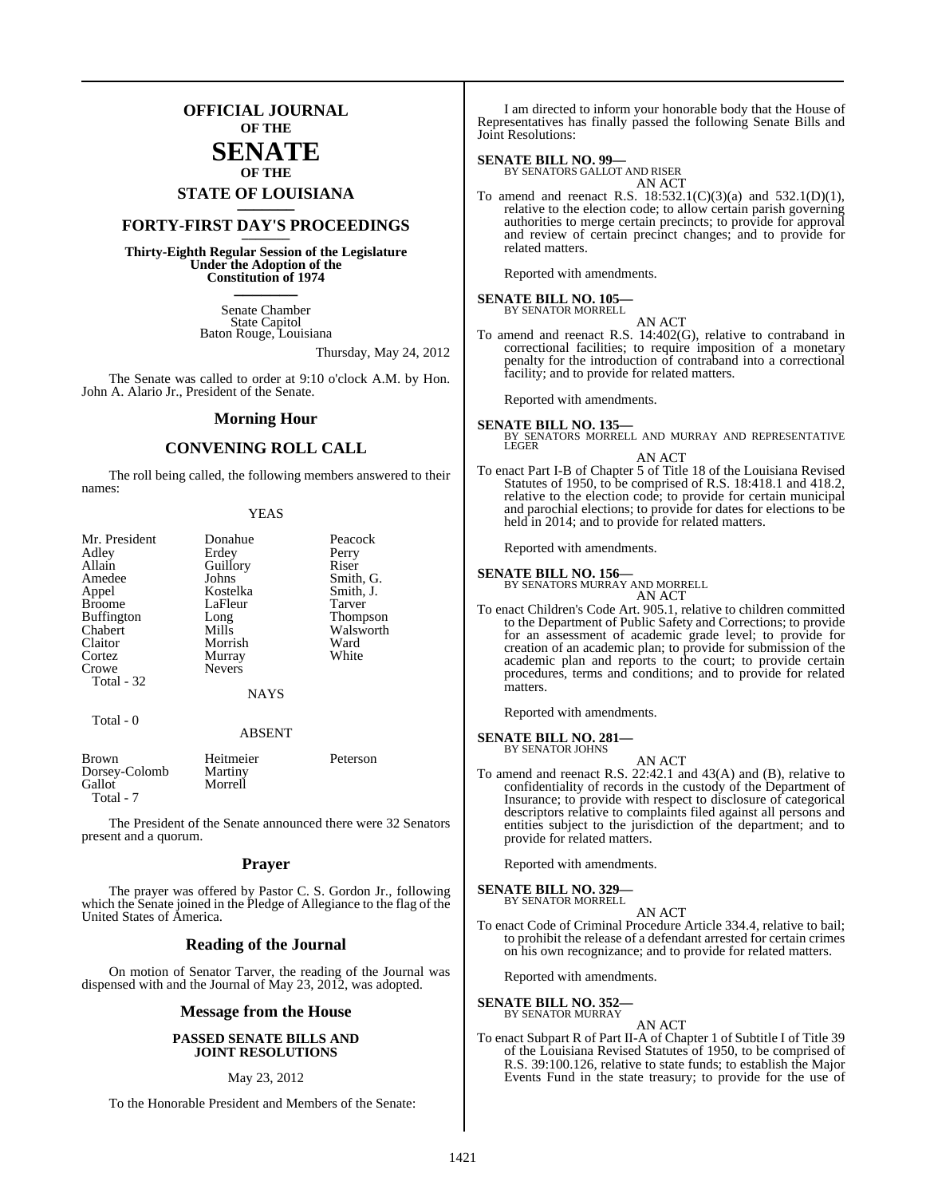# OFFICIAL JOURNAL
## OF THE
# SENATE
## OF THE
## STATE OF LOUISIANA

## FORTY-FIRST DAY'S PROCEEDINGS

**Thirty-Eighth Regular Session of the Legislature Under the Adoption of the Constitution of 1974**

Senate Chamber
State Capitol
Baton Rouge, Louisiana

Thursday, May 24, 2012

The Senate was called to order at 9:10 o'clock A.M. by Hon. John A. Alario Jr., President of the Senate.

## Morning Hour

## CONVENING ROLL CALL

The roll being called, the following members answered to their names:

YEAS

| | | |
|---|---|---|
| Mr. President | Donahue | Peacock |
| Adley | Erdey | Perry |
| Allain | Guillory | Riser |
| Amedee | Johns | Smith, G. |
| Appel | Kostelka | Smith, J. |
| Broome | LaFleur | Tarver |
| Buffington | Long | Thompson |
| Chabert | Mills | Walsworth |
| Claitor | Morrish | Ward |
| Cortez | Murray | White |
| Crowe | Nevers | |

Total - 32

NAYS

Total - 0

ABSENT

| | | |
|---|---|---|
| Brown | Heitmeier | Peterson |
| Dorsey-Colomb | Martiny | |
| Gallot | Morrell | |

Total - 7

The President of the Senate announced there were 32 Senators present and a quorum.

## Prayer

The prayer was offered by Pastor C. S. Gordon Jr., following which the Senate joined in the Pledge of Allegiance to the flag of the United States of America.

## Reading of the Journal

On motion of Senator Tarver, the reading of the Journal was dispensed with and the Journal of May 23, 2012, was adopted.

## Message from the House

**PASSED SENATE BILLS AND JOINT RESOLUTIONS**

May 23, 2012

To the Honorable President and Members of the Senate:

I am directed to inform your honorable body that the House of Representatives has finally passed the following Senate Bills and Joint Resolutions:

**SENATE BILL NO. 99—**
BY SENATORS GALLOT AND RISER
AN ACT
To amend and reenact R.S. 18:532.1(C)(3)(a) and 532.1(D)(1), relative to the election code; to allow certain parish governing authorities to merge certain precincts; to provide for approval and review of certain precinct changes; and to provide for related matters.

Reported with amendments.

**SENATE BILL NO. 105—**
BY SENATOR MORRELL
AN ACT
To amend and reenact R.S. 14:402(G), relative to contraband in correctional facilities; to require imposition of a monetary penalty for the introduction of contraband into a correctional facility; and to provide for related matters.

Reported with amendments.

**SENATE BILL NO. 135—**
BY SENATORS MORRELL AND MURRAY AND REPRESENTATIVE LEGER
AN ACT
To enact Part I-B of Chapter 5 of Title 18 of the Louisiana Revised Statutes of 1950, to be comprised of R.S. 18:418.1 and 418.2, relative to the election code; to provide for certain municipal and parochial elections; to provide for dates for elections to be held in 2014; and to provide for related matters.

Reported with amendments.

**SENATE BILL NO. 156—**
BY SENATORS MURRAY AND MORRELL
AN ACT
To enact Children's Code Art. 905.1, relative to children committed to the Department of Public Safety and Corrections; to provide for an assessment of academic grade level; to provide for creation of an academic plan; to provide for submission of the academic plan and reports to the court; to provide certain procedures, terms and conditions; and to provide for related matters.

Reported with amendments.

**SENATE BILL NO. 281—**
BY SENATOR JOHNS
AN ACT
To amend and reenact R.S. 22:42.1 and 43(A) and (B), relative to confidentiality of records in the custody of the Department of Insurance; to provide with respect to disclosure of categorical descriptors relative to complaints filed against all persons and entities subject to the jurisdiction of the department; and to provide for related matters.

Reported with amendments.

**SENATE BILL NO. 329—**
BY SENATOR MORRELL
AN ACT
To enact Code of Criminal Procedure Article 334.4, relative to bail; to prohibit the release of a defendant arrested for certain crimes on his own recognizance; and to provide for related matters.

Reported with amendments.

**SENATE BILL NO. 352—**
BY SENATOR MURRAY
AN ACT
To enact Subpart R of Part II-A of Chapter 1 of Subtitle I of Title 39 of the Louisiana Revised Statutes of 1950, to be comprised of R.S. 39:100.126, relative to state funds; to establish the Major Events Fund in the state treasury; to provide for the use of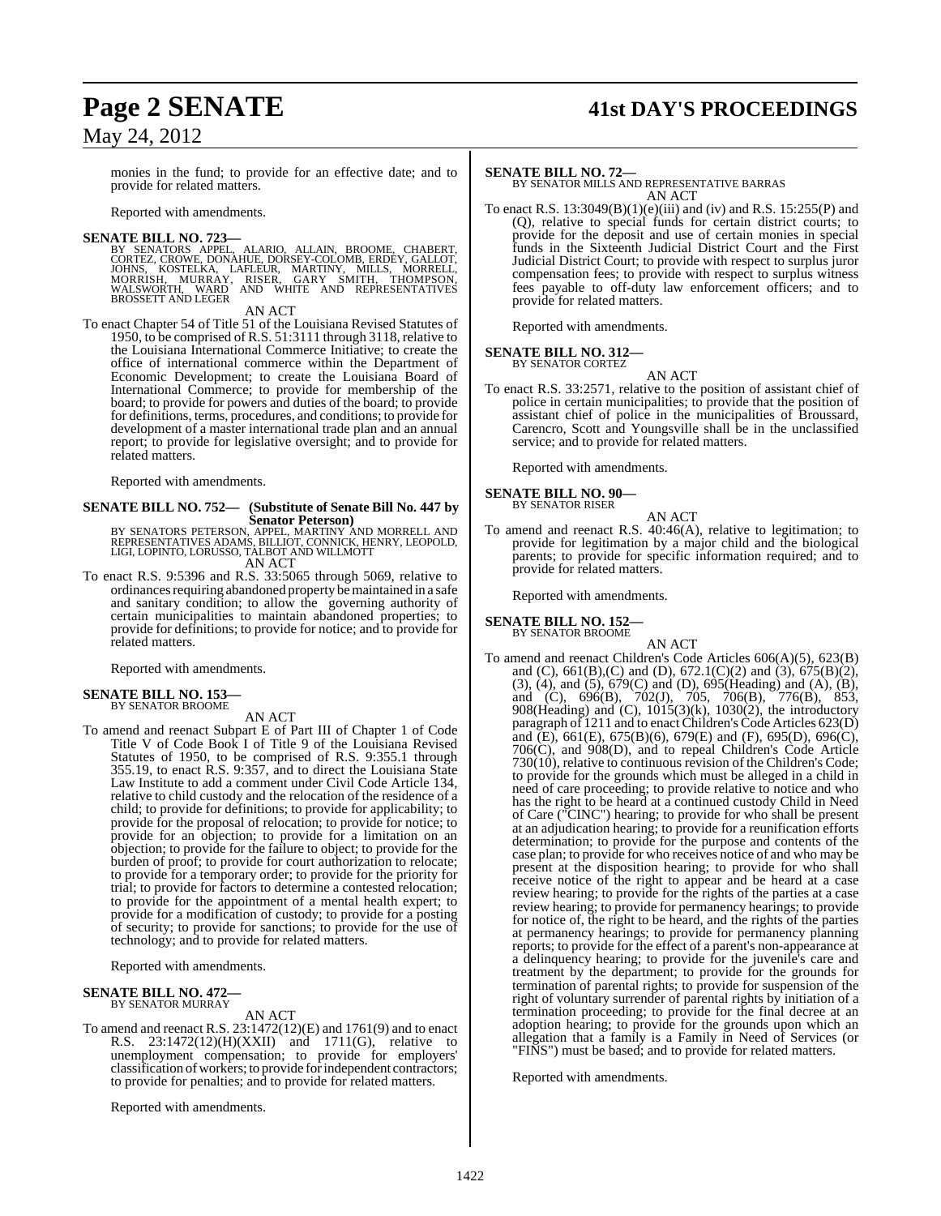monies in the fund; to provide for an effective date; and to provide for related matters.

Reported with amendments.

**SENATE BILL NO. 723—**
BY SENATORS APPEL, ALARIO, ALLAIN, BROOME, CHABERT, CORTEZ, CROWE, DONAHUE, DORSEY-COLOMB, ERDEY, GALLOT, JOHNS, KOSTELKA, LAFLEUR, MARTINY, MILLS, MORRELL, MORRISH, MURRAY, RISER, GARY SMITH, THOMPSON, WALSWORTH, WARD AND WHITE AND REPRESENTATIVES BROSSETT AND LEGER

AN ACT

To enact Chapter 54 of Title 51 of the Louisiana Revised Statutes of 1950, to be comprised of R.S. 51:3111 through 3118, relative to the Louisiana International Commerce Initiative; to create the office of international commerce within the Department of Economic Development; to create the Louisiana Board of International Commerce; to provide for membership of the board; to provide for powers and duties of the board; to provide for definitions, terms, procedures, and conditions; to provide for development of a master international trade plan and an annual report; to provide for legislative oversight; and to provide for related matters.

Reported with amendments.

**SENATE BILL NO. 752— (Substitute of Senate Bill No. 447 by Senator Peterson)**
BY SENATORS PETERSON, APPEL, MARTINY AND MORRELL AND REPRESENTATIVES ADAMS, BILLIOT, CONNICK, HENRY, LEOPOLD, LIGI, LOPINTO, LORUSSO, TALBOT AND WILLMOTT

AN ACT

To enact R.S. 9:5396 and R.S. 33:5065 through 5069, relative to ordinances requiring abandoned property be maintained in a safe and sanitary condition; to allow the governing authority of certain municipalities to maintain abandoned properties; to provide for definitions; to provide for notice; and to provide for related matters.

Reported with amendments.

**SENATE BILL NO. 153—**
BY SENATOR BROOME

AN ACT

To amend and reenact Subpart E of Part III of Chapter 1 of Code Title V of Code Book I of Title 9 of the Louisiana Revised Statutes of 1950, to be comprised of R.S. 9:355.1 through 355.19, to enact R.S. 9:357, and to direct the Louisiana State Law Institute to add a comment under Civil Code Article 134, relative to child custody and the relocation of the residence of a child; to provide for definitions; to provide for applicability; to provide for the proposal of relocation; to provide for notice; to provide for an objection; to provide for a limitation on an objection; to provide for the failure to object; to provide for the burden of proof; to provide for court authorization to relocate; to provide for a temporary order; to provide for the priority for trial; to provide for factors to determine a contested relocation; to provide for the appointment of a mental health expert; to provide for a modification of custody; to provide for a posting of security; to provide for sanctions; to provide for the use of technology; and to provide for related matters.

Reported with amendments.

**SENATE BILL NO. 472—**
BY SENATOR MURRAY

AN ACT

To amend and reenact R.S. 23:1472(12)(E) and 1761(9) and to enact R.S. 23:1472(12)(H)(XXII) and 1711(G), relative to unemployment compensation; to provide for employers' classification of workers; to provide for independent contractors; to provide for penalties; and to provide for related matters.

Reported with amendments.

**SENATE BILL NO. 72—**
BY SENATOR MILLS AND REPRESENTATIVE BARRAS

AN ACT

To enact R.S. 13:3049(B)(1)(e)(iii) and (iv) and R.S. 15:255(P) and (Q), relative to special funds for certain district courts; to provide for the deposit and use of certain monies in special funds in the Sixteenth Judicial District Court and the First Judicial District Court; to provide with respect to surplus juror compensation fees; to provide with respect to surplus witness fees payable to off-duty law enforcement officers; and to provide for related matters.

Reported with amendments.

**SENATE BILL NO. 312—**
BY SENATOR CORTEZ

AN ACT

To enact R.S. 33:2571, relative to the position of assistant chief of police in certain municipalities; to provide that the position of assistant chief of police in the municipalities of Broussard, Carencro, Scott and Youngsville shall be in the unclassified service; and to provide for related matters.

Reported with amendments.

**SENATE BILL NO. 90—**
BY SENATOR RISER

AN ACT

To amend and reenact R.S. 40:46(A), relative to legitimation; to provide for legitimation by a major child and the biological parents; to provide for specific information required; and to provide for related matters.

Reported with amendments.

**SENATE BILL NO. 152—**
BY SENATOR BROOME

AN ACT

To amend and reenact Children's Code Articles 606(A)(5), 623(B) and (C), 661(B),(C) and (D), 672.1(C)(2) and (3), 675(B)(2), (3), (4), and (5), 679(C) and (D), 695(Heading) and (A), (B), and (C), 696(B), 702(J), 705, 706(B), 776(B), 853, 908(Heading) and (C), 1015(3)(k), 1030(2), the introductory paragraph of 1211 and to enact Children's Code Articles 623(D) and (E), 661(E), 675(B)(6), 679(E) and (F), 695(D), 696(C), 706(C), and 908(D), and to repeal Children's Code Article 730(10), relative to continuous revision of the Children's Code; to provide for the grounds which must be alleged in a child in need of care proceeding; to provide relative to notice and who has the right to be heard at a continued custody Child in Need of Care ("CINC") hearing; to provide for who shall be present at an adjudication hearing; to provide for a reunification efforts determination; to provide for the purpose and contents of the case plan; to provide for who receives notice of and who may be present at the disposition hearing; to provide for who shall receive notice of the right to appear and be heard at a case review hearing; to provide for the rights of the parties at a case review hearing; to provide for permanency hearings; to provide for notice of, the right to be heard, and the rights of the parties at permanency hearings; to provide for permanency planning reports; to provide for the effect of a parent's non-appearance at a delinquency hearing; to provide for the juvenile's care and treatment by the department; to provide for the grounds for termination of parental rights; to provide for suspension of the right of voluntary surrender of parental rights by initiation of a termination proceeding; to provide for the final decree at an adoption hearing; to provide for the grounds upon which an allegation that a family is a Family in Need of Services (or "FINS") must be based; and to provide for related matters.

Reported with amendments.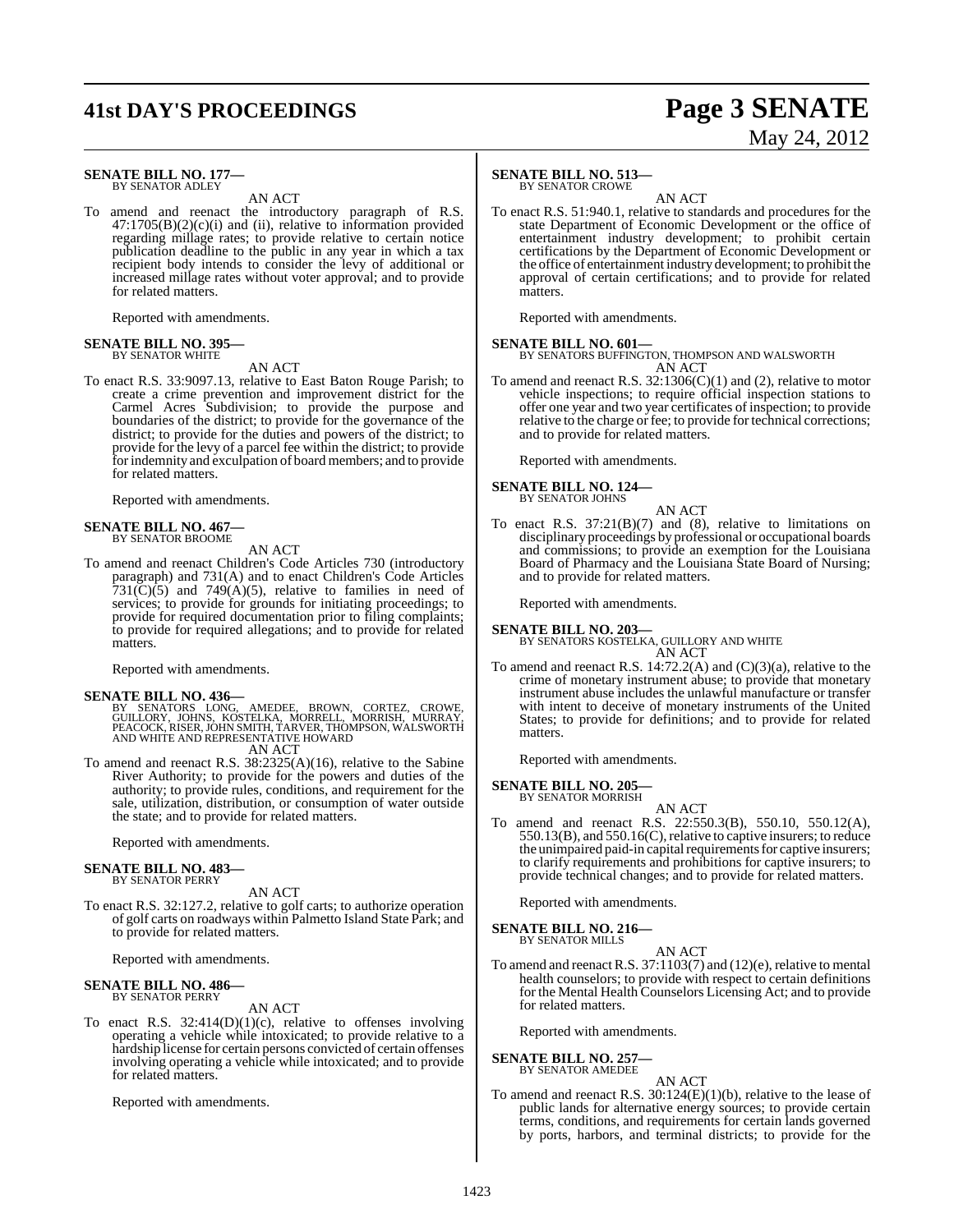**SENATE BILL NO. 177—**
BY SENATOR ADLEY

AN ACT

To amend and reenact the introductory paragraph of R.S. 47:1705(B)(2)(c)(i) and (ii), relative to information provided regarding millage rates; to provide relative to certain notice publication deadline to the public in any year in which a tax recipient body intends to consider the levy of additional or increased millage rates without voter approval; and to provide for related matters.

Reported with amendments.

**SENATE BILL NO. 395—**
BY SENATOR WHITE

AN ACT

To enact R.S. 33:9097.13, relative to East Baton Rouge Parish; to create a crime prevention and improvement district for the Carmel Acres Subdivision; to provide the purpose and boundaries of the district; to provide for the governance of the district; to provide for the duties and powers of the district; to provide for the levy of a parcel fee within the district; to provide for indemnity and exculpation of board members; and to provide for related matters.

Reported with amendments.

**SENATE BILL NO. 467—**
BY SENATOR BROOME

AN ACT

To amend and reenact Children's Code Articles 730 (introductory paragraph) and 731(A) and to enact Children's Code Articles 731(C)(5) and 749(A)(5), relative to families in need of services; to provide for grounds for initiating proceedings; to provide for required documentation prior to filing complaints; to provide for required allegations; and to provide for related matters.

Reported with amendments.

**SENATE BILL NO. 436—**
BY SENATORS LONG, AMEDEE, BROWN, CORTEZ, CROWE, GUILLORY, JOHNS, KOSTELKA, MORRELL, MORRISH, MURRAY, PEACOCK, RISER, JOHN SMITH, TARVER, THOMPSON, WALSWORTH AND WHITE AND REPRESENTATIVE HOWARD

AN ACT

To amend and reenact R.S. 38:2325(A)(16), relative to the Sabine River Authority; to provide for the powers and duties of the authority; to provide rules, conditions, and requirement for the sale, utilization, distribution, or consumption of water outside the state; and to provide for related matters.

Reported with amendments.

**SENATE BILL NO. 483—**
BY SENATOR PERRY

AN ACT

To enact R.S. 32:127.2, relative to golf carts; to authorize operation of golf carts on roadways within Palmetto Island State Park; and to provide for related matters.

Reported with amendments.

**SENATE BILL NO. 486—**
BY SENATOR PERRY

AN ACT

To enact R.S. 32:414(D)(1)(c), relative to offenses involving operating a vehicle while intoxicated; to provide relative to a hardship license for certain persons convicted of certain offenses involving operating a vehicle while intoxicated; and to provide for related matters.

Reported with amendments.

**SENATE BILL NO. 513—**
BY SENATOR CROWE

AN ACT

To enact R.S. 51:940.1, relative to standards and procedures for the state Department of Economic Development or the office of entertainment industry development; to prohibit certain certifications by the Department of Economic Development or the office of entertainment industry development; to prohibit the approval of certain certifications; and to provide for related matters.

Reported with amendments.

**SENATE BILL NO. 601—**
BY SENATORS BUFFINGTON, THOMPSON AND WALSWORTH

AN ACT

To amend and reenact R.S. 32:1306(C)(1) and (2), relative to motor vehicle inspections; to require official inspection stations to offer one year and two year certificates of inspection; to provide relative to the charge or fee; to provide for technical corrections; and to provide for related matters.

Reported with amendments.

**SENATE BILL NO. 124—**
BY SENATOR JOHNS

AN ACT

To enact R.S. 37:21(B)(7) and (8), relative to limitations on disciplinary proceedings by professional or occupational boards and commissions; to provide an exemption for the Louisiana Board of Pharmacy and the Louisiana State Board of Nursing; and to provide for related matters.

Reported with amendments.

**SENATE BILL NO. 203—**
BY SENATORS KOSTELKA, GUILLORY AND WHITE

AN ACT

To amend and reenact R.S. 14:72.2(A) and (C)(3)(a), relative to the crime of monetary instrument abuse; to provide that monetary instrument abuse includes the unlawful manufacture or transfer with intent to deceive of monetary instruments of the United States; to provide for definitions; and to provide for related matters.

Reported with amendments.

**SENATE BILL NO. 205—**
BY SENATOR MORRISH

AN ACT

To amend and reenact R.S. 22:550.3(B), 550.10, 550.12(A), 550.13(B), and 550.16(C), relative to captive insurers; to reduce the unimpaired paid-in capital requirements for captive insurers; to clarify requirements and prohibitions for captive insurers; to provide technical changes; and to provide for related matters.

Reported with amendments.

**SENATE BILL NO. 216—**
BY SENATOR MILLS

AN ACT

To amend and reenact R.S. 37:1103(7) and (12)(e), relative to mental health counselors; to provide with respect to certain definitions for the Mental Health Counselors Licensing Act; and to provide for related matters.

Reported with amendments.

**SENATE BILL NO. 257—**
BY SENATOR AMEDEE

AN ACT

To amend and reenact R.S. 30:124(E)(1)(b), relative to the lease of public lands for alternative energy sources; to provide certain terms, conditions, and requirements for certain lands governed by ports, harbors, and terminal districts; to provide for the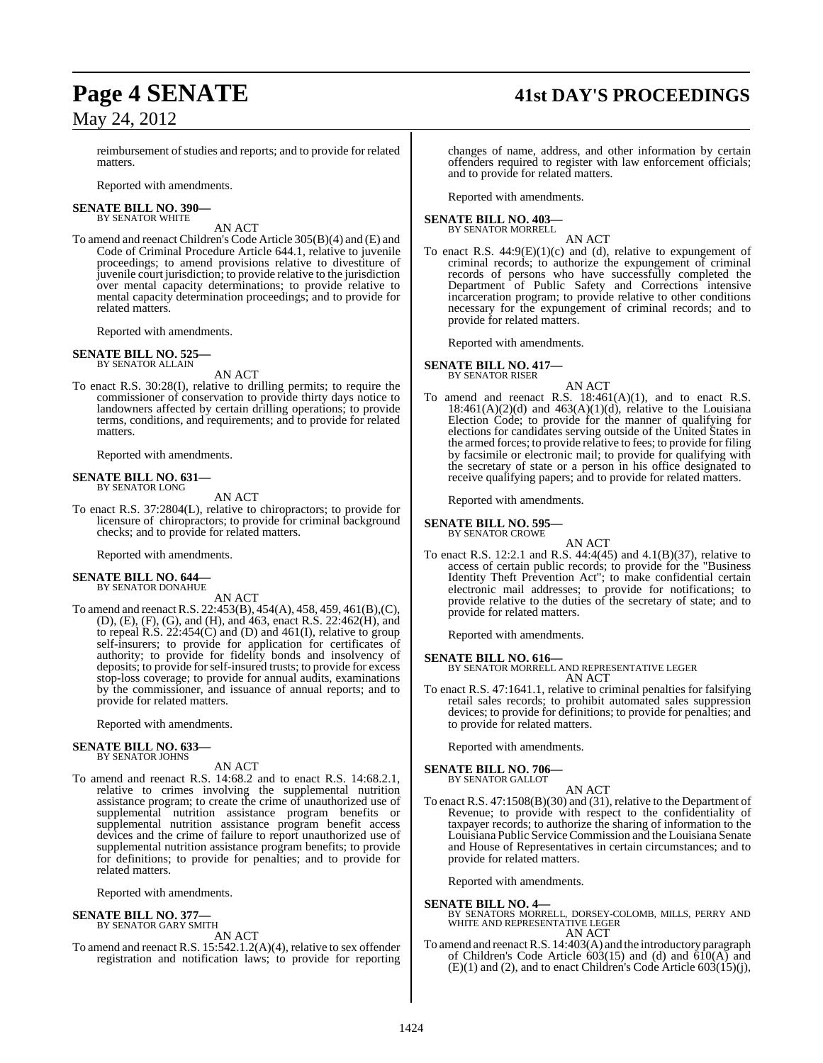reimbursement of studies and reports; and to provide for related matters.

Reported with amendments.

**SENATE BILL NO. 390—**
BY SENATOR WHITE

AN ACT

To amend and reenact Children's Code Article 305(B)(4) and (E) and Code of Criminal Procedure Article 644.1, relative to juvenile proceedings; to amend provisions relative to divestiture of juvenile court jurisdiction; to provide relative to the jurisdiction over mental capacity determinations; to provide relative to mental capacity determination proceedings; and to provide for related matters.

Reported with amendments.

**SENATE BILL NO. 525—**
BY SENATOR ALLAIN

AN ACT

To enact R.S. 30:28(I), relative to drilling permits; to require the commissioner of conservation to provide thirty days notice to landowners affected by certain drilling operations; to provide terms, conditions, and requirements; and to provide for related matters.

Reported with amendments.

**SENATE BILL NO. 631—**
BY SENATOR LONG

AN ACT

To enact R.S. 37:2804(L), relative to chiropractors; to provide for licensure of chiropractors; to provide for criminal background checks; and to provide for related matters.

Reported with amendments.

**SENATE BILL NO. 644—**
BY SENATOR DONAHUE

AN ACT

To amend and reenact R.S. 22:453(B), 454(A), 458, 459, 461(B),(C), (D), (E), (F), (G), and (H), and 463, enact R.S. 22:462(H), and to repeal R.S. 22:454(C) and (D) and 461(I), relative to group self-insurers; to provide for application for certificates of authority; to provide for fidelity bonds and insolvency of deposits; to provide for self-insured trusts; to provide for excess stop-loss coverage; to provide for annual audits, examinations by the commissioner, and issuance of annual reports; and to provide for related matters.

Reported with amendments.

**SENATE BILL NO. 633—**
BY SENATOR JOHNS

AN ACT

To amend and reenact R.S. 14:68.2 and to enact R.S. 14:68.2.1, relative to crimes involving the supplemental nutrition assistance program; to create the crime of unauthorized use of supplemental nutrition assistance program benefits or supplemental nutrition assistance program benefit access devices and the crime of failure to report unauthorized use of supplemental nutrition assistance program benefits; to provide for definitions; to provide for penalties; and to provide for related matters.

Reported with amendments.

**SENATE BILL NO. 377—**
BY SENATOR GARY SMITH

AN ACT

To amend and reenact R.S. 15:542.1.2(A)(4), relative to sex offender registration and notification laws; to provide for reporting changes of name, address, and other information by certain offenders required to register with law enforcement officials; and to provide for related matters.

Reported with amendments.

**SENATE BILL NO. 403—**
BY SENATOR MORRELL

AN ACT

To enact R.S. 44:9(E)(1)(c) and (d), relative to expungement of criminal records; to authorize the expungement of criminal records of persons who have successfully completed the Department of Public Safety and Corrections intensive incarceration program; to provide relative to other conditions necessary for the expungement of criminal records; and to provide for related matters.

Reported with amendments.

**SENATE BILL NO. 417—**
BY SENATOR RISER

AN ACT

To amend and reenact R.S. 18:461(A)(1), and to enact R.S. 18:461(A)(2)(d) and 463(A)(1)(d), relative to the Louisiana Election Code; to provide for the manner of qualifying for elections for candidates serving outside of the United States in the armed forces; to provide relative to fees; to provide for filing by facsimile or electronic mail; to provide for qualifying with the secretary of state or a person in his office designated to receive qualifying papers; and to provide for related matters.

Reported with amendments.

**SENATE BILL NO. 595—**
BY SENATOR CROWE

AN ACT

To enact R.S. 12:2.1 and R.S. 44:4(45) and 4.1(B)(37), relative to access of certain public records; to provide for the "Business Identity Theft Prevention Act"; to make confidential certain electronic mail addresses; to provide for notifications; to provide relative to the duties of the secretary of state; and to provide for related matters.

Reported with amendments.

**SENATE BILL NO. 616—**
BY SENATOR MORRELL AND REPRESENTATIVE LEGER

AN ACT

To enact R.S. 47:1641.1, relative to criminal penalties for falsifying retail sales records; to prohibit automated sales suppression devices; to provide for definitions; to provide for penalties; and to provide for related matters.

Reported with amendments.

**SENATE BILL NO. 706—**
BY SENATOR GALLOT

AN ACT

To enact R.S. 47:1508(B)(30) and (31), relative to the Department of Revenue; to provide with respect to the confidentiality of taxpayer records; to authorize the sharing of information to the Louisiana Public Service Commission and the Louisiana Senate and House of Representatives in certain circumstances; and to provide for related matters.

Reported with amendments.

**SENATE BILL NO. 4—**
BY SENATORS MORRELL, DORSEY-COLOMB, MILLS, PERRY AND WHITE AND REPRESENTATIVE LEGER

AN ACT

To amend and reenact R.S. 14:403(A) and the introductory paragraph of Children's Code Article 603(15) and (d) and 610(A) and (E)(1) and (2), and to enact Children's Code Article 603(15)(j),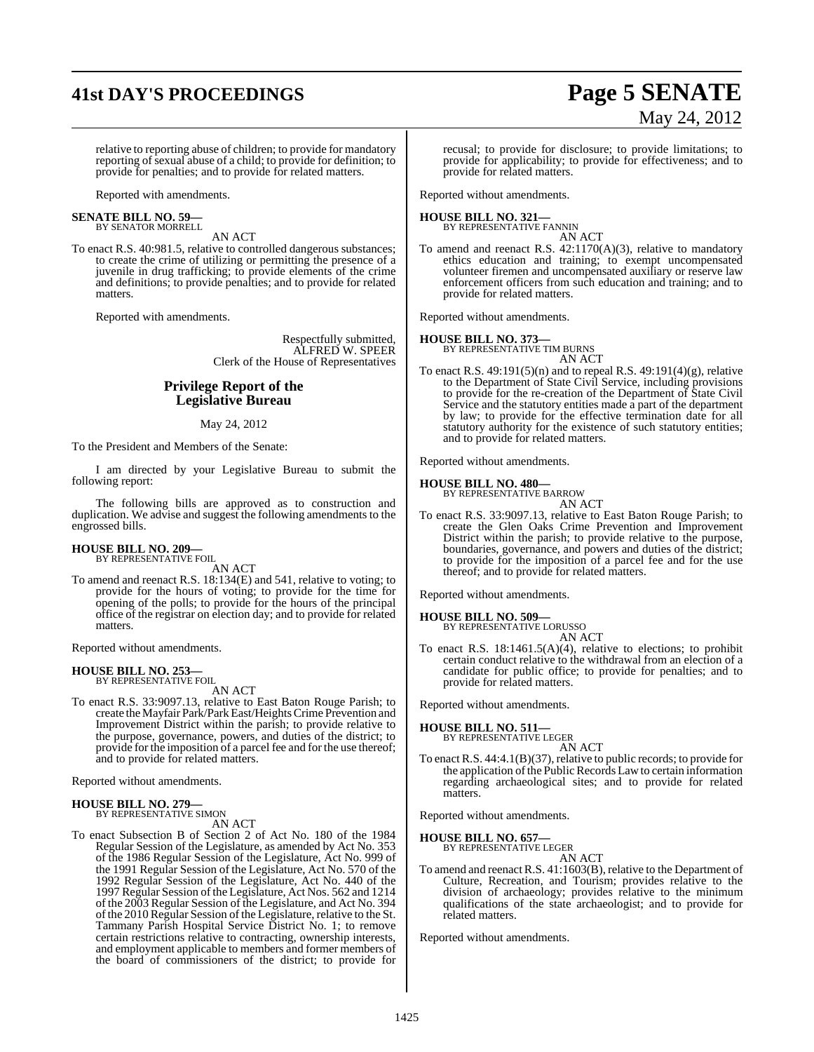relative to reporting abuse of children; to provide for mandatory reporting of sexual abuse of a child; to provide for definition; to provide for penalties; and to provide for related matters.

Reported with amendments.

**SENATE BILL NO. 59—**
BY SENATOR MORRELL

AN ACT

To enact R.S. 40:981.5, relative to controlled dangerous substances; to create the crime of utilizing or permitting the presence of a juvenile in drug trafficking; to provide elements of the crime and definitions; to provide penalties; and to provide for related matters.

Reported with amendments.

Respectfully submitted,
ALFRED W. SPEER
Clerk of the House of Representatives

## Privilege Report of the Legislative Bureau

May 24, 2012

To the President and Members of the Senate:

I am directed by your Legislative Bureau to submit the following report:

The following bills are approved as to construction and duplication. We advise and suggest the following amendments to the engrossed bills.

**HOUSE BILL NO. 209—**
BY REPRESENTATIVE FOIL

AN ACT

To amend and reenact R.S. 18:134(E) and 541, relative to voting; to provide for the hours of voting; to provide for the time for opening of the polls; to provide for the hours of the principal office of the registrar on election day; and to provide for related matters.

Reported without amendments.

**HOUSE BILL NO. 253—**
BY REPRESENTATIVE FOIL

AN ACT

To enact R.S. 33:9097.13, relative to East Baton Rouge Parish; to create the Mayfair Park/Park East/Heights Crime Prevention and Improvement District within the parish; to provide relative to the purpose, governance, powers, and duties of the district; to provide for the imposition of a parcel fee and for the use thereof; and to provide for related matters.

Reported without amendments.

**HOUSE BILL NO. 279—**
BY REPRESENTATIVE SIMON

AN ACT

To enact Subsection B of Section 2 of Act No. 180 of the 1984 Regular Session of the Legislature, as amended by Act No. 353 of the 1986 Regular Session of the Legislature, Act No. 999 of the 1991 Regular Session of the Legislature, Act No. 570 of the 1992 Regular Session of the Legislature, Act No. 440 of the 1997 Regular Session of the Legislature, Act Nos. 562 and 1214 of the 2003 Regular Session of the Legislature, and Act No. 394 of the 2010 Regular Session of the Legislature, relative to the St. Tammany Parish Hospital Service District No. 1; to remove certain restrictions relative to contracting, ownership interests, and employment applicable to members and former members of the board of commissioners of the district; to provide for recusal; to provide for disclosure; to provide limitations; to provide for applicability; to provide for effectiveness; and to provide for related matters.

Reported without amendments.

**HOUSE BILL NO. 321—**
BY REPRESENTATIVE FANNIN

AN ACT

To amend and reenact R.S. 42:1170(A)(3), relative to mandatory ethics education and training; to exempt uncompensated volunteer firemen and uncompensated auxiliary or reserve law enforcement officers from such education and training; and to provide for related matters.

Reported without amendments.

**HOUSE BILL NO. 373—**
BY REPRESENTATIVE TIM BURNS

AN ACT

To enact R.S. 49:191(5)(n) and to repeal R.S. 49:191(4)(g), relative to the Department of State Civil Service, including provisions to provide for the re-creation of the Department of State Civil Service and the statutory entities made a part of the department by law; to provide for the effective termination date for all statutory authority for the existence of such statutory entities; and to provide for related matters.

Reported without amendments.

**HOUSE BILL NO. 480—**
BY REPRESENTATIVE BARROW

AN ACT

To enact R.S. 33:9097.13, relative to East Baton Rouge Parish; to create the Glen Oaks Crime Prevention and Improvement District within the parish; to provide relative to the purpose, boundaries, governance, and powers and duties of the district; to provide for the imposition of a parcel fee and for the use thereof; and to provide for related matters.

Reported without amendments.

**HOUSE BILL NO. 509—**
BY REPRESENTATIVE LORUSSO

AN ACT

To enact R.S. 18:1461.5(A)(4), relative to elections; to prohibit certain conduct relative to the withdrawal from an election of a candidate for public office; to provide for penalties; and to provide for related matters.

Reported without amendments.

**HOUSE BILL NO. 511—**
BY REPRESENTATIVE LEGER

AN ACT

To enact R.S. 44:4.1(B)(37), relative to public records; to provide for the application of the Public Records Law to certain information regarding archaeological sites; and to provide for related matters.

Reported without amendments.

**HOUSE BILL NO. 657—**
BY REPRESENTATIVE LEGER

AN ACT

To amend and reenact R.S. 41:1603(B), relative to the Department of Culture, Recreation, and Tourism; provides relative to the division of archaeology; provides relative to the minimum qualifications of the state archaeologist; and to provide for related matters.

Reported without amendments.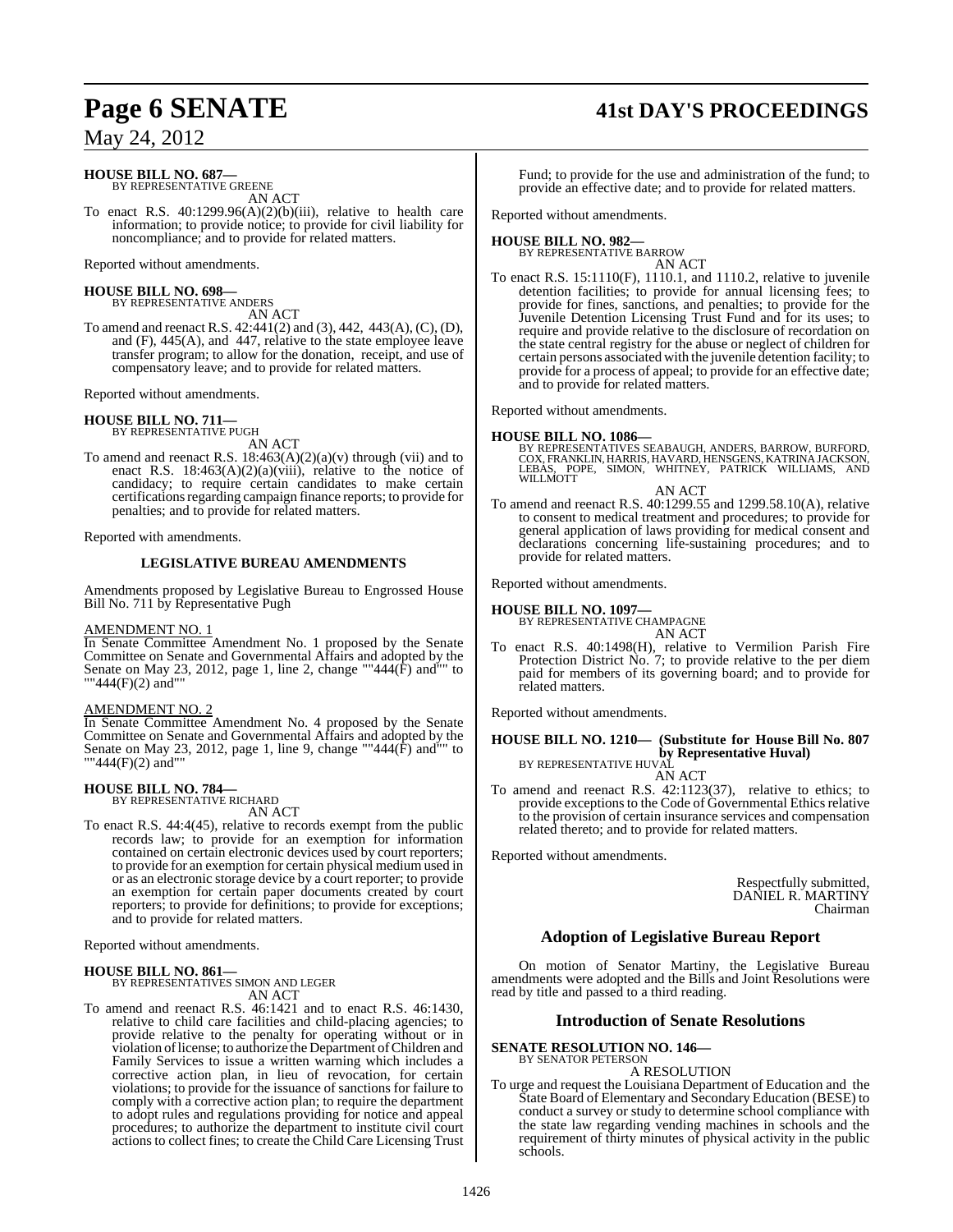**HOUSE BILL NO. 687—**
BY REPRESENTATIVE GREENE
AN ACT

To enact R.S. 40:1299.96(A)(2)(b)(iii), relative to health care information; to provide notice; to provide for civil liability for noncompliance; and to provide for related matters.

Reported without amendments.

**HOUSE BILL NO. 698—**
BY REPRESENTATIVE ANDERS
AN ACT

To amend and reenact R.S. 42:441(2) and (3), 442, 443(A), (C), (D), and (F), 445(A), and 447, relative to the state employee leave transfer program; to allow for the donation, receipt, and use of compensatory leave; and to provide for related matters.

Reported without amendments.

**HOUSE BILL NO. 711—**
BY REPRESENTATIVE PUGH
AN ACT

To amend and reenact R.S. 18:463(A)(2)(a)(v) through (vii) and to enact R.S. 18:463(A)(2)(a)(viii), relative to the notice of candidacy; to require certain candidates to make certain certifications regarding campaign finance reports; to provide for penalties; and to provide for related matters.

Reported with amendments.

## LEGISLATIVE BUREAU AMENDMENTS

Amendments proposed by Legislative Bureau to Engrossed House Bill No. 711 by Representative Pugh

AMENDMENT NO. 1
In Senate Committee Amendment No. 1 proposed by the Senate Committee on Senate and Governmental Affairs and adopted by the Senate on May 23, 2012, page 1, line 2, change ""444(F) and"" to ""444(F)(2) and""

AMENDMENT NO. 2
In Senate Committee Amendment No. 4 proposed by the Senate Committee on Senate and Governmental Affairs and adopted by the Senate on May 23, 2012, page 1, line 9, change ""444(F) and"" to ""444(F)(2) and""

**HOUSE BILL NO. 784—**
BY REPRESENTATIVE RICHARD
AN ACT

To enact R.S. 44:4(45), relative to records exempt from the public records law; to provide for an exemption for information contained on certain electronic devices used by court reporters; to provide for an exemption for certain physical medium used in or as an electronic storage device by a court reporter; to provide an exemption for certain paper documents created by court reporters; to provide for definitions; to provide for exceptions; and to provide for related matters.

Reported without amendments.

**HOUSE BILL NO. 861—**
BY REPRESENTATIVES SIMON AND LEGER
AN ACT

To amend and reenact R.S. 46:1421 and to enact R.S. 46:1430, relative to child care facilities and child-placing agencies; to provide relative to the penalty for operating without or in violation of license; to authorize the Department of Children and Family Services to issue a written warning which includes a corrective action plan, in lieu of revocation, for certain violations; to provide for the issuance of sanctions for failure to comply with a corrective action plan; to require the department to adopt rules and regulations providing for notice and appeal procedures; to authorize the department to institute civil court actions to collect fines; to create the Child Care Licensing Trust Fund; to provide for the use and administration of the fund; to provide an effective date; and to provide for related matters.

Reported without amendments.

**HOUSE BILL NO. 982—**
BY REPRESENTATIVE BARROW
AN ACT

To enact R.S. 15:1110(F), 1110.1, and 1110.2, relative to juvenile detention facilities; to provide for annual licensing fees; to provide for fines, sanctions, and penalties; to provide for the Juvenile Detention Licensing Trust Fund and for its uses; to require and provide relative to the disclosure of recordation on the state central registry for the abuse or neglect of children for certain persons associated with the juvenile detention facility; to provide for a process of appeal; to provide for an effective date; and to provide for related matters.

Reported without amendments.

**HOUSE BILL NO. 1086—**
BY REPRESENTATIVES SEABAUGH, ANDERS, BARROW, BURFORD, COX, FRANKLIN, HARRIS, HAVARD, HENSGENS, KATRINA JACKSON, LEBAS, POPE, SIMON, WHITNEY, PATRICK WILLIAMS, AND WILLMOTT
AN ACT

To amend and reenact R.S. 40:1299.55 and 1299.58.10(A), relative to consent to medical treatment and procedures; to provide for general application of laws providing for medical consent and declarations concerning life-sustaining procedures; and to provide for related matters.

Reported without amendments.

**HOUSE BILL NO. 1097—**
BY REPRESENTATIVE CHAMPAGNE
AN ACT

To enact R.S. 40:1498(H), relative to Vermilion Parish Fire Protection District No. 7; to provide relative to the per diem paid for members of its governing board; and to provide for related matters.

Reported without amendments.

**HOUSE BILL NO. 1210— (Substitute for House Bill No. 807 by Representative Huval)**
BY REPRESENTATIVE HUVAL
AN ACT

To amend and reenact R.S. 42:1123(37), relative to ethics; to provide exceptions to the Code of Governmental Ethics relative to the provision of certain insurance services and compensation related thereto; and to provide for related matters.

Reported without amendments.

Respectfully submitted,
DANIEL R. MARTINY
Chairman

## Adoption of Legislative Bureau Report

On motion of Senator Martiny, the Legislative Bureau amendments were adopted and the Bills and Joint Resolutions were read by title and passed to a third reading.

## Introduction of Senate Resolutions

**SENATE RESOLUTION NO. 146—**
BY SENATOR PETERSON
A RESOLUTION

To urge and request the Louisiana Department of Education and the State Board of Elementary and Secondary Education (BESE) to conduct a survey or study to determine school compliance with the state law regarding vending machines in schools and the requirement of thirty minutes of physical activity in the public schools.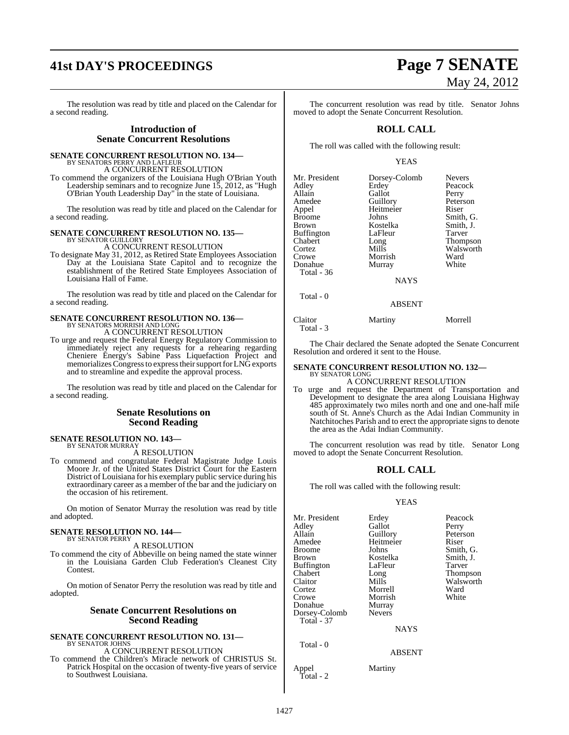The resolution was read by title and placed on the Calendar for a second reading.

## Introduction of Senate Concurrent Resolutions

**SENATE CONCURRENT RESOLUTION NO. 134—**
BY SENATORS PERRY AND LAFLEUR
A CONCURRENT RESOLUTION

To commend the organizers of the Louisiana Hugh O'Brian Youth Leadership seminars and to recognize June 15, 2012, as "Hugh O'Brian Youth Leadership Day" in the state of Louisiana.

The resolution was read by title and placed on the Calendar for a second reading.

**SENATE CONCURRENT RESOLUTION NO. 135—**
BY SENATOR GUILLORY
A CONCURRENT RESOLUTION

To designate May 31, 2012, as Retired State Employees Association Day at the Louisiana State Capitol and to recognize the establishment of the Retired State Employees Association of Louisiana Hall of Fame.

The resolution was read by title and placed on the Calendar for a second reading.

**SENATE CONCURRENT RESOLUTION NO. 136—**
BY SENATORS MORRISH AND LONG
A CONCURRENT RESOLUTION

To urge and request the Federal Energy Regulatory Commission to immediately reject any requests for a rehearing regarding Cheniere Energy's Sabine Pass Liquefaction Project and memorializes Congress to express their support for LNG exports and to streamline and expedite the approval process.

The resolution was read by title and placed on the Calendar for a second reading.

## Senate Resolutions on Second Reading

**SENATE RESOLUTION NO. 143—**
BY SENATOR MURRAY
A RESOLUTION

To commend and congratulate Federal Magistrate Judge Louis Moore Jr. of the United States District Court for the Eastern District of Louisiana for his exemplary public service during his extraordinary career as a member of the bar and the judiciary on the occasion of his retirement.

On motion of Senator Murray the resolution was read by title and adopted.

**SENATE RESOLUTION NO. 144—**
BY SENATOR PERRY
A RESOLUTION

To commend the city of Abbeville on being named the state winner in the Louisiana Garden Club Federation's Cleanest City Contest.

On motion of Senator Perry the resolution was read by title and adopted.

## Senate Concurrent Resolutions on Second Reading

**SENATE CONCURRENT RESOLUTION NO. 131—**
BY SENATOR JOHNS
A CONCURRENT RESOLUTION

To commend the Children's Miracle network of CHRISTUS St. Patrick Hospital on the occasion of twenty-five years of service to Southwest Louisiana.

The concurrent resolution was read by title. Senator Johns moved to adopt the Senate Concurrent Resolution.

## ROLL CALL

The roll was called with the following result:

YEAS

| | | |
|---|---|---|
| Mr. President | Dorsey-Colomb | Nevers |
| Adley | Erdey | Peacock |
| Allain | Gallot | Perry |
| Amedee | Guillory | Peterson |
| Appel | Heitmeier | Riser |
| Broome | Johns | Smith, G. |
| Brown | Kostelka | Smith, J. |
| Buffington | LaFleur | Tarver |
| Chabert | Long | Thompson |
| Cortez | Mills | Walsworth |
| Crowe | Morrish | Ward |
| Donahue | Murray | White |

Total - 36

NAYS

Total - 0

ABSENT

| | | |
|---|---|---|
| Claitor | Martiny | Morrell |

Total - 3

The Chair declared the Senate adopted the Senate Concurrent Resolution and ordered it sent to the House.

**SENATE CONCURRENT RESOLUTION NO. 132—**
BY SENATOR LONG
A CONCURRENT RESOLUTION

To urge and request the Department of Transportation and Development to designate the area along Louisiana Highway 485 approximately two miles north and one and one-half mile south of St. Anne's Church as the Adai Indian Community in Natchitoches Parish and to erect the appropriate signs to denote the area as the Adai Indian Community.

The concurrent resolution was read by title. Senator Long moved to adopt the Senate Concurrent Resolution.

## ROLL CALL

The roll was called with the following result:

YEAS

| | | |
|---|---|---|
| Mr. President | Erdey | Peacock |
| Adley | Gallot | Perry |
| Allain | Guillory | Peterson |
| Amedee | Heitmeier | Riser |
| Broome | Johns | Smith, G. |
| Brown | Kostelka | Smith, J. |
| Buffington | LaFleur | Tarver |
| Chabert | Long | Thompson |
| Claitor | Mills | Walsworth |
| Cortez | Morrell | Ward |
| Crowe | Morrish | White |
| Donahue | Murray | |
| Dorsey-Colomb | Nevers | |

Total - 37

NAYS

Total - 0

ABSENT

| | |
|---|---|
| Appel | Martiny |

Total - 2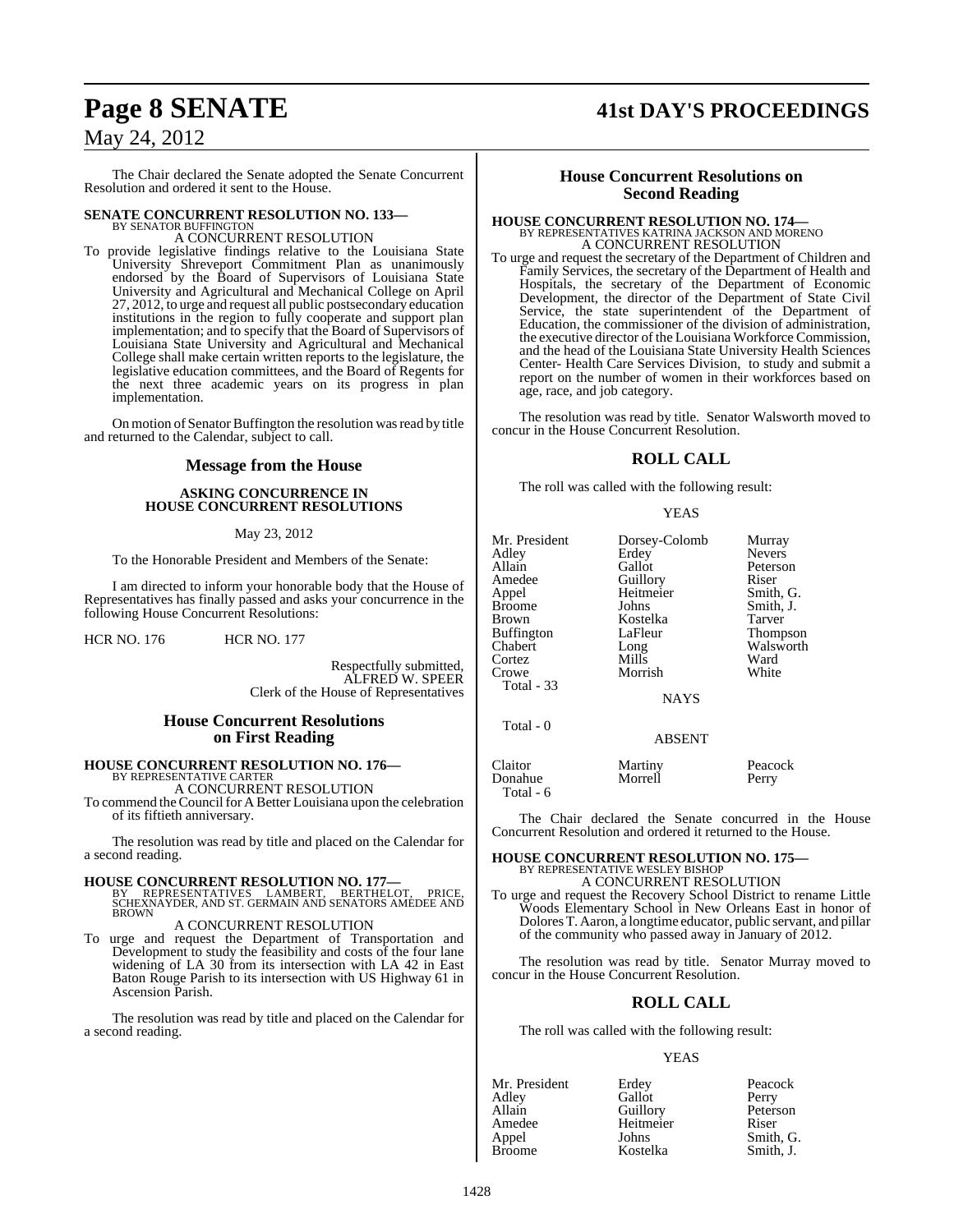The Chair declared the Senate adopted the Senate Concurrent Resolution and ordered it sent to the House.

**SENATE CONCURRENT RESOLUTION NO. 133—**
BY SENATOR BUFFINGTON
A CONCURRENT RESOLUTION

To provide legislative findings relative to the Louisiana State University Shreveport Commitment Plan as unanimously endorsed by the Board of Supervisors of Louisiana State University and Agricultural and Mechanical College on April 27, 2012, to urge and request all public postsecondary education institutions in the region to fully cooperate and support plan implementation; and to specify that the Board of Supervisors of Louisiana State University and Agricultural and Mechanical College shall make certain written reports to the legislature, the legislative education committees, and the Board of Regents for the next three academic years on its progress in plan implementation.

On motion of Senator Buffington the resolution was read by title and returned to the Calendar, subject to call.

## Message from the House

### ASKING CONCURRENCE IN HOUSE CONCURRENT RESOLUTIONS

May 23, 2012

To the Honorable President and Members of the Senate:

I am directed to inform your honorable body that the House of Representatives has finally passed and asks your concurrence in the following House Concurrent Resolutions:

HCR NO. 176 HCR NO. 177

Respectfully submitted,
ALFRED W. SPEER
Clerk of the House of Representatives

## House Concurrent Resolutions on First Reading

**HOUSE CONCURRENT RESOLUTION NO. 176—**
BY REPRESENTATIVE CARTER
A CONCURRENT RESOLUTION

To commend the Council for A Better Louisiana upon the celebration of its fiftieth anniversary.

The resolution was read by title and placed on the Calendar for a second reading.

**HOUSE CONCURRENT RESOLUTION NO. 177—**
BY REPRESENTATIVES LAMBERT, BERTHELOT, PRICE, SCHEXNAYDER, AND ST. GERMAIN AND SENATORS AMEDEE AND BROWN
A CONCURRENT RESOLUTION

To urge and request the Department of Transportation and Development to study the feasibility and costs of the four lane widening of LA 30 from its intersection with LA 42 in East Baton Rouge Parish to its intersection with US Highway 61 in Ascension Parish.

The resolution was read by title and placed on the Calendar for a second reading.

## House Concurrent Resolutions on Second Reading

**HOUSE CONCURRENT RESOLUTION NO. 174—**
BY REPRESENTATIVES KATRINA JACKSON AND MORENO
A CONCURRENT RESOLUTION

To urge and request the secretary of the Department of Children and Family Services, the secretary of the Department of Health and Hospitals, the secretary of the Department of Economic Development, the director of the Department of State Civil Service, the state superintendent of the Department of Education, the commissioner of the division of administration, the executive director of the Louisiana Workforce Commission, and the head of the Louisiana State University Health Sciences Center- Health Care Services Division, to study and submit a report on the number of women in their workforces based on age, race, and job category.

The resolution was read by title. Senator Walsworth moved to concur in the House Concurrent Resolution.

## ROLL CALL

The roll was called with the following result:

YEAS

| | | |
|---|---|---|
| Mr. President | Dorsey-Colomb | Murray |
| Adley | Erdey | Nevers |
| Allain | Gallot | Peterson |
| Amedee | Guillory | Riser |
| Appel | Heitmeier | Smith, G. |
| Broome | Johns | Smith, J. |
| Brown | Kostelka | Tarver |
| Buffington | LaFleur | Thompson |
| Chabert | Long | Walsworth |
| Cortez | Mills | Ward |
| Crowe | Morrish | White |

Total - 33

NAYS

Total - 0

ABSENT

| | | |
|---|---|---|
| Claitor | Martiny | Peacock |
| Donahue | Morrell | Perry |

Total - 6

The Chair declared the Senate concurred in the House Concurrent Resolution and ordered it returned to the House.

**HOUSE CONCURRENT RESOLUTION NO. 175—**
BY REPRESENTATIVE WESLEY BISHOP
A CONCURRENT RESOLUTION

To urge and request the Recovery School District to rename Little Woods Elementary School in New Orleans East in honor of Dolores T. Aaron, a longtime educator, public servant, and pillar of the community who passed away in January of 2012.

The resolution was read by title. Senator Murray moved to concur in the House Concurrent Resolution.

## ROLL CALL

The roll was called with the following result:

YEAS

| | | |
|---|---|---|
| Mr. President | Erdey | Peacock |
| Adley | Gallot | Perry |
| Allain | Guillory | Peterson |
| Amedee | Heitmeier | Riser |
| Appel | Johns | Smith, G. |
| Broome | Kostelka | Smith, J. |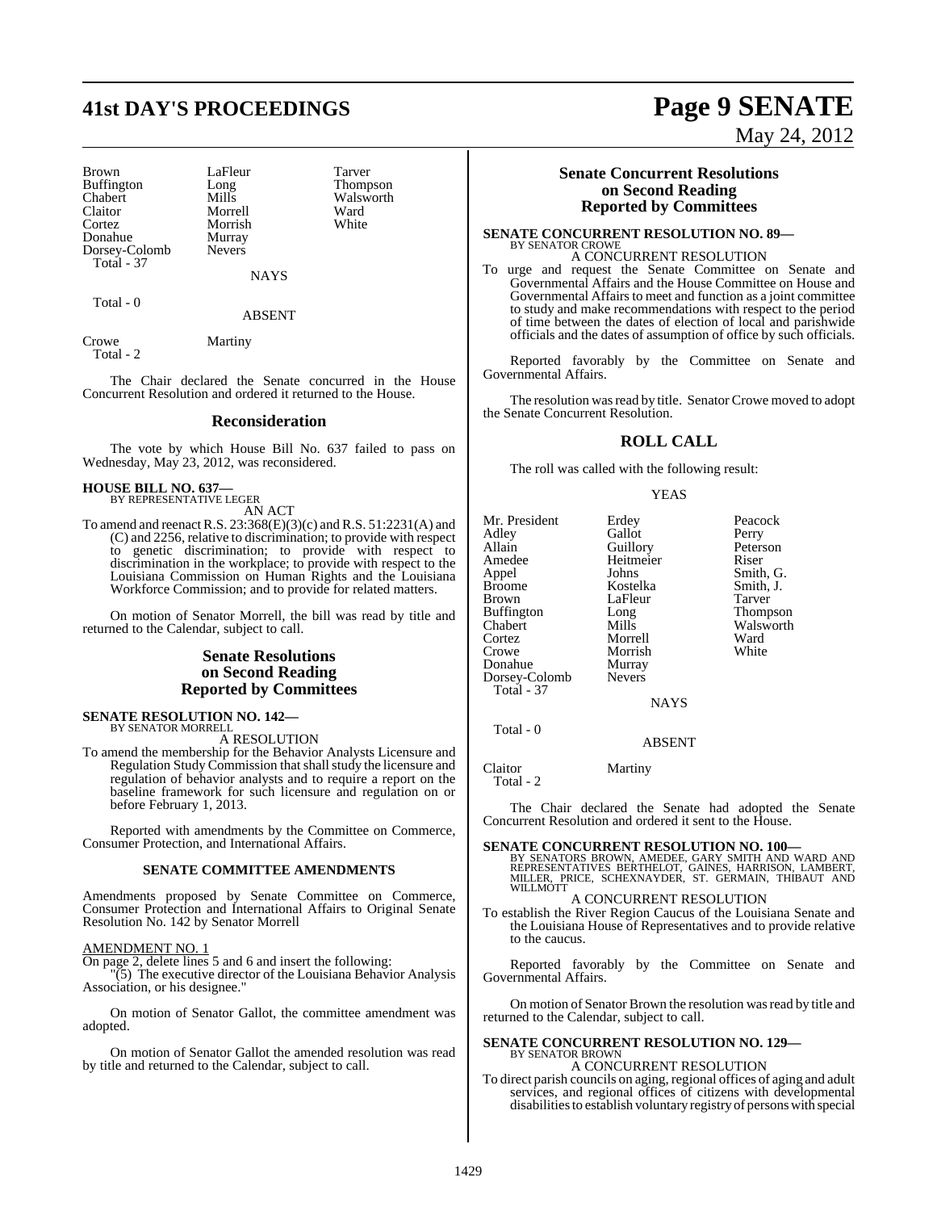| | | |
|---|---|---|
| Brown | LaFleur | Tarver |
| Buffington | Long | Thompson |
| Chabert | Mills | Walsworth |
| Claitor | Morrell | Ward |
| Cortez | Morrish | White |
| Donahue | Murray | |
| Dorsey-Colomb | Nevers | |
| Total - 37 | | |

NAYS

Total - 0

ABSENT

| | |
|---|---|
| Crowe | Martiny |
| Total - 2 | |

The Chair declared the Senate concurred in the House Concurrent Resolution and ordered it returned to the House.

## Reconsideration

The vote by which House Bill No. 637 failed to pass on Wednesday, May 23, 2012, was reconsidered.

**HOUSE BILL NO. 637—**
BY REPRESENTATIVE LEGER

AN ACT

To amend and reenact R.S. 23:368(E)(3)(c) and R.S. 51:2231(A) and (C) and 2256, relative to discrimination; to provide with respect to genetic discrimination; to provide with respect to discrimination in the workplace; to provide with respect to the Louisiana Commission on Human Rights and the Louisiana Workforce Commission; and to provide for related matters.

On motion of Senator Morrell, the bill was read by title and returned to the Calendar, subject to call.

## Senate Resolutions on Second Reading Reported by Committees

**SENATE RESOLUTION NO. 142—**
BY SENATOR MORRELL

A RESOLUTION

To amend the membership for the Behavior Analysts Licensure and Regulation Study Commission that shall study the licensure and regulation of behavior analysts and to require a report on the baseline framework for such licensure and regulation on or before February 1, 2013.

Reported with amendments by the Committee on Commerce, Consumer Protection, and International Affairs.

**SENATE COMMITTEE AMENDMENTS**

Amendments proposed by Senate Committee on Commerce, Consumer Protection and International Affairs to Original Senate Resolution No. 142 by Senator Morrell

AMENDMENT NO. 1

On page 2, delete lines 5 and 6 and insert the following:

"(5) The executive director of the Louisiana Behavior Analysis Association, or his designee."

On motion of Senator Gallot, the committee amendment was adopted.

On motion of Senator Gallot the amended resolution was read by title and returned to the Calendar, subject to call.

## Senate Concurrent Resolutions on Second Reading Reported by Committees

**SENATE CONCURRENT RESOLUTION NO. 89—**
BY SENATOR CROWE

A CONCURRENT RESOLUTION

To urge and request the Senate Committee on Senate and Governmental Affairs and the House Committee on House and Governmental Affairs to meet and function as a joint committee to study and make recommendations with respect to the period of time between the dates of election of local and parishwide officials and the dates of assumption of office by such officials.

Reported favorably by the Committee on Senate and Governmental Affairs.

The resolution was read by title. Senator Crowe moved to adopt the Senate Concurrent Resolution.

## ROLL CALL

The roll was called with the following result:

YEAS

| | | |
|---|---|---|
| Mr. President | Erdey | Peacock |
| Adley | Gallot | Perry |
| Allain | Guillory | Peterson |
| Amedee | Heitmeier | Riser |
| Appel | Johns | Smith, G. |
| Broome | Kostelka | Smith, J. |
| Brown | LaFleur | Tarver |
| Buffington | Long | Thompson |
| Chabert | Mills | Walsworth |
| Cortez | Morrell | Ward |
| Crowe | Morrish | White |
| Donahue | Murray | |
| Dorsey-Colomb | Nevers | |
| Total - 37 | | |

NAYS

Total - 0

ABSENT

| | |
|---|---|
| Claitor | Martiny |
| Total - 2 | |

The Chair declared the Senate had adopted the Senate Concurrent Resolution and ordered it sent to the House.

**SENATE CONCURRENT RESOLUTION NO. 100—**
BY SENATORS BROWN, AMEDEE, GARY SMITH AND WARD AND REPRESENTATIVES BERTHELOT, GAINES, HARRISON, LAMBERT, MILLER, PRICE, SCHEXNAYDER, ST. GERMAIN, THIBAUT AND WILLMOTT

A CONCURRENT RESOLUTION

To establish the River Region Caucus of the Louisiana Senate and the Louisiana House of Representatives and to provide relative to the caucus.

Reported favorably by the Committee on Senate and Governmental Affairs.

On motion of Senator Brown the resolution was read by title and returned to the Calendar, subject to call.

**SENATE CONCURRENT RESOLUTION NO. 129—**
BY SENATOR BROWN

A CONCURRENT RESOLUTION

To direct parish councils on aging, regional offices of aging and adult services, and regional offices of citizens with developmental disabilities to establish voluntary registry of persons with special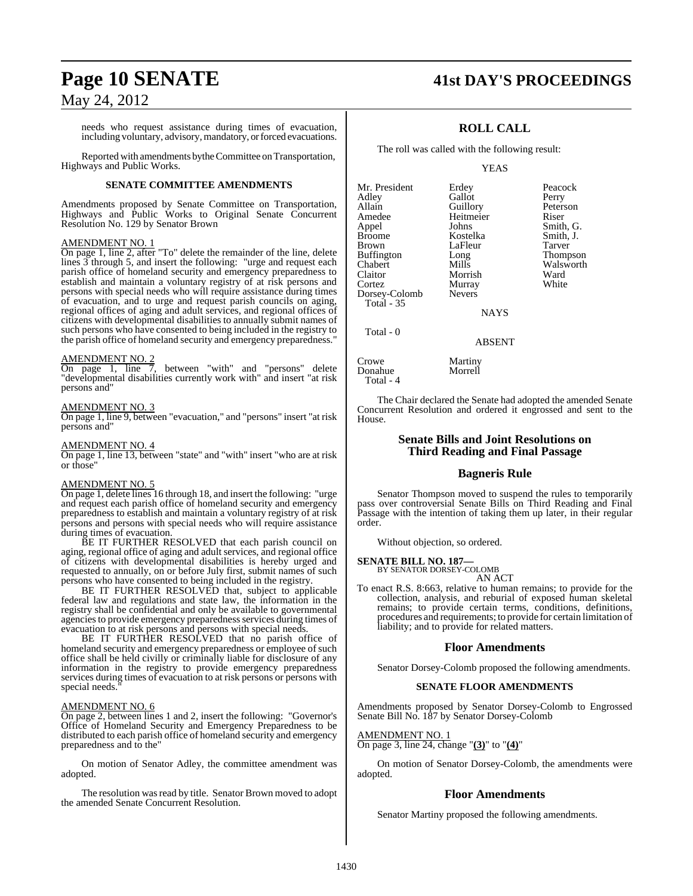needs who request assistance during times of evacuation, including voluntary, advisory, mandatory, or forced evacuations.

Reported with amendments by the Committee on Transportation, Highways and Public Works.

### SENATE COMMITTEE AMENDMENTS

Amendments proposed by Senate Committee on Transportation, Highways and Public Works to Original Senate Concurrent Resolution No. 129 by Senator Brown

AMENDMENT NO. 1
On page 1, line 2, after "To" delete the remainder of the line, delete lines 3 through 5, and insert the following: "urge and request each parish office of homeland security and emergency preparedness to establish and maintain a voluntary registry of at risk persons and persons with special needs who will require assistance during times of evacuation, and to urge and request parish councils on aging, regional offices of aging and adult services, and regional offices of citizens with developmental disabilities to annually submit names of such persons who have consented to being included in the registry to the parish office of homeland security and emergency preparedness."

AMENDMENT NO. 2
On page 1, line 7, between "with" and "persons" delete "developmental disabilities currently work with" and insert "at risk persons and"

AMENDMENT NO. 3
On page 1, line 9, between "evacuation," and "persons" insert "at risk persons and"

AMENDMENT NO. 4
On page 1, line 13, between "state" and "with" insert "who are at risk or those"

AMENDMENT NO. 5
On page 1, delete lines 16 through 18, and insert the following: "urge and request each parish office of homeland security and emergency preparedness to establish and maintain a voluntary registry of at risk persons and persons with special needs who will require assistance during times of evacuation.

BE IT FURTHER RESOLVED that each parish council on aging, regional office of aging and adult services, and regional office of citizens with developmental disabilities is hereby urged and requested to annually, on or before July first, submit names of such persons who have consented to being included in the registry.

BE IT FURTHER RESOLVED that, subject to applicable federal law and regulations and state law, the information in the registry shall be confidential and only be available to governmental agencies to provide emergency preparedness services during times of evacuation to at risk persons and persons with special needs.

BE IT FURTHER RESOLVED that no parish office of homeland security and emergency preparedness or employee of such office shall be held civilly or criminally liable for disclosure of any information in the registry to provide emergency preparedness services during times of evacuation to at risk persons or persons with special needs."

AMENDMENT NO. 6
On page 2, between lines 1 and 2, insert the following: "Governor's Office of Homeland Security and Emergency Preparedness to be distributed to each parish office of homeland security and emergency preparedness and to the"

On motion of Senator Adley, the committee amendment was adopted.

The resolution was read by title. Senator Brown moved to adopt the amended Senate Concurrent Resolution.

## ROLL CALL

The roll was called with the following result:

YEAS

| | | |
|---|---|---|
| Mr. President | Erdey | Peacock |
| Adley | Gallot | Perry |
| Allain | Guillory | Peterson |
| Amedee | Heitmeier | Riser |
| Appel | Johns | Smith, G. |
| Broome | Kostelka | Smith, J. |
| Brown | LaFleur | Tarver |
| Buffington | Long | Thompson |
| Chabert | Mills | Walsworth |
| Claitor | Morrish | Ward |
| Cortez | Murray | White |
| Dorsey-Colomb | Nevers | |
| Total - 35 | | |

NAYS

Total - 0

ABSENT

| | |
|---|---|
| Crowe | Martiny |
| Donahue | Morrell |
| Total - 4 | |

The Chair declared the Senate had adopted the amended Senate Concurrent Resolution and ordered it engrossed and sent to the House.

## Senate Bills and Joint Resolutions on Third Reading and Final Passage

## Bagneris Rule

Senator Thompson moved to suspend the rules to temporarily pass over controversial Senate Bills on Third Reading and Final Passage with the intention of taking them up later, in their regular order.

Without objection, so ordered.

**SENATE BILL NO. 187—**
BY SENATOR DORSEY-COLOMB
AN ACT

To enact R.S. 8:663, relative to human remains; to provide for the collection, analysis, and reburial of exposed human skeletal remains; to provide certain terms, conditions, definitions, procedures and requirements; to provide for certain limitation of liability; and to provide for related matters.

## Floor Amendments

Senator Dorsey-Colomb proposed the following amendments.

### SENATE FLOOR AMENDMENTS

Amendments proposed by Senator Dorsey-Colomb to Engrossed Senate Bill No. 187 by Senator Dorsey-Colomb

AMENDMENT NO. 1
On page 3, line 24, change "**(3)**" to "**(4)**"

On motion of Senator Dorsey-Colomb, the amendments were adopted.

## Floor Amendments

Senator Martiny proposed the following amendments.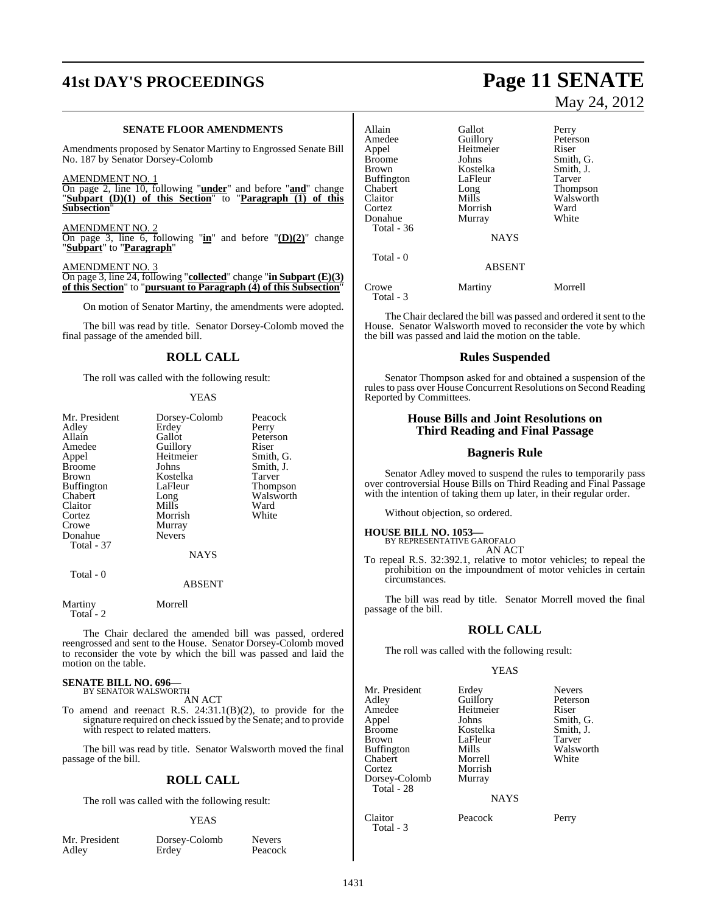### SENATE FLOOR AMENDMENTS

Amendments proposed by Senator Martiny to Engrossed Senate Bill No. 187 by Senator Dorsey-Colomb

AMENDMENT NO. 1
On page 2, line 10, following "**under**" and before "**and**" change "**Subpart (D)(1) of this Section**" to "**Paragraph (1) of this Subsection**"

AMENDMENT NO. 2
On page 3, line 6, following "**in**" and before "**(D)(2)**" change "**Subpart**" to "**Paragraph**"

AMENDMENT NO. 3
On page 3, line 24, following "**collected**" change "**in Subpart (E)(3) of this Section**" to "**pursuant to Paragraph (4) of this Subsection**"

On motion of Senator Martiny, the amendments were adopted.

The bill was read by title. Senator Dorsey-Colomb moved the final passage of the amended bill.

## ROLL CALL

The roll was called with the following result:

YEAS

| | | |
|---|---|---|
| Mr. President | Dorsey-Colomb | Peacock |
| Adley | Erdey | Perry |
| Allain | Gallot | Peterson |
| Amedee | Guillory | Riser |
| Appel | Heitmeier | Smith, G. |
| Broome | Johns | Smith, J. |
| Brown | Kostelka | Tarver |
| Buffington | LaFleur | Thompson |
| Chabert | Long | Walsworth |
| Claitor | Mills | Ward |
| Cortez | Morrish | White |
| Crowe | Murray | |
| Donahue | Nevers | |
| Total - 37 | | |

NAYS

Total - 0

ABSENT

| | |
|---|---|
| Martiny | Morrell |
| Total - 2 | |

The Chair declared the amended bill was passed, ordered reengrossed and sent to the House. Senator Dorsey-Colomb moved to reconsider the vote by which the bill was passed and laid the motion on the table.

**SENATE BILL NO. 696—**
BY SENATOR WALSWORTH
AN ACT
To amend and reenact R.S. 24:31.1(B)(2), to provide for the signature required on check issued by the Senate; and to provide with respect to related matters.

The bill was read by title. Senator Walsworth moved the final passage of the bill.

## ROLL CALL

The roll was called with the following result:

YEAS

| | | |
|---|---|---|
| Mr. President | Dorsey-Colomb | Nevers |
| Adley | Erdey | Peacock |
| Allain | Gallot | Perry |
| Amedee | Guillory | Peterson |
| Appel | Heitmeier | Riser |
| Broome | Johns | Smith, G. |
| Brown | Kostelka | Smith, J. |
| Buffington | LaFleur | Tarver |
| Chabert | Long | Thompson |
| Claitor | Mills | Walsworth |
| Cortez | Morrish | Ward |
| Donahue | Murray | White |
| Total - 36 | | |

NAYS

Total - 0

ABSENT

| | | |
|---|---|---|
| Crowe | Martiny | Morrell |
| Total - 3 | | |

The Chair declared the bill was passed and ordered it sent to the House. Senator Walsworth moved to reconsider the vote by which the bill was passed and laid the motion on the table.

## Rules Suspended

Senator Thompson asked for and obtained a suspension of the rules to pass over House Concurrent Resolutions on Second Reading Reported by Committees.

## House Bills and Joint Resolutions on Third Reading and Final Passage

## Bagneris Rule

Senator Adley moved to suspend the rules to temporarily pass over controversial House Bills on Third Reading and Final Passage with the intention of taking them up later, in their regular order.

Without objection, so ordered.

**HOUSE BILL NO. 1053—**
BY REPRESENTATIVE GAROFALO
AN ACT
To repeal R.S. 32:392.1, relative to motor vehicles; to repeal the prohibition on the impoundment of motor vehicles in certain circumstances.

The bill was read by title. Senator Morrell moved the final passage of the bill.

## ROLL CALL

The roll was called with the following result:

YEAS

| | | |
|---|---|---|
| Mr. President | Erdey | Nevers |
| Adley | Guillory | Peterson |
| Amedee | Heitmeier | Riser |
| Appel | Johns | Smith, G. |
| Broome | Kostelka | Smith, J. |
| Brown | LaFleur | Tarver |
| Buffington | Mills | Walsworth |
| Chabert | Morrell | White |
| Cortez | Morrish | |
| Dorsey-Colomb | Murray | |
| Total - 28 | | |

NAYS

| | | |
|---|---|---|
| Claitor | Peacock | Perry |
| Total - 3 | | |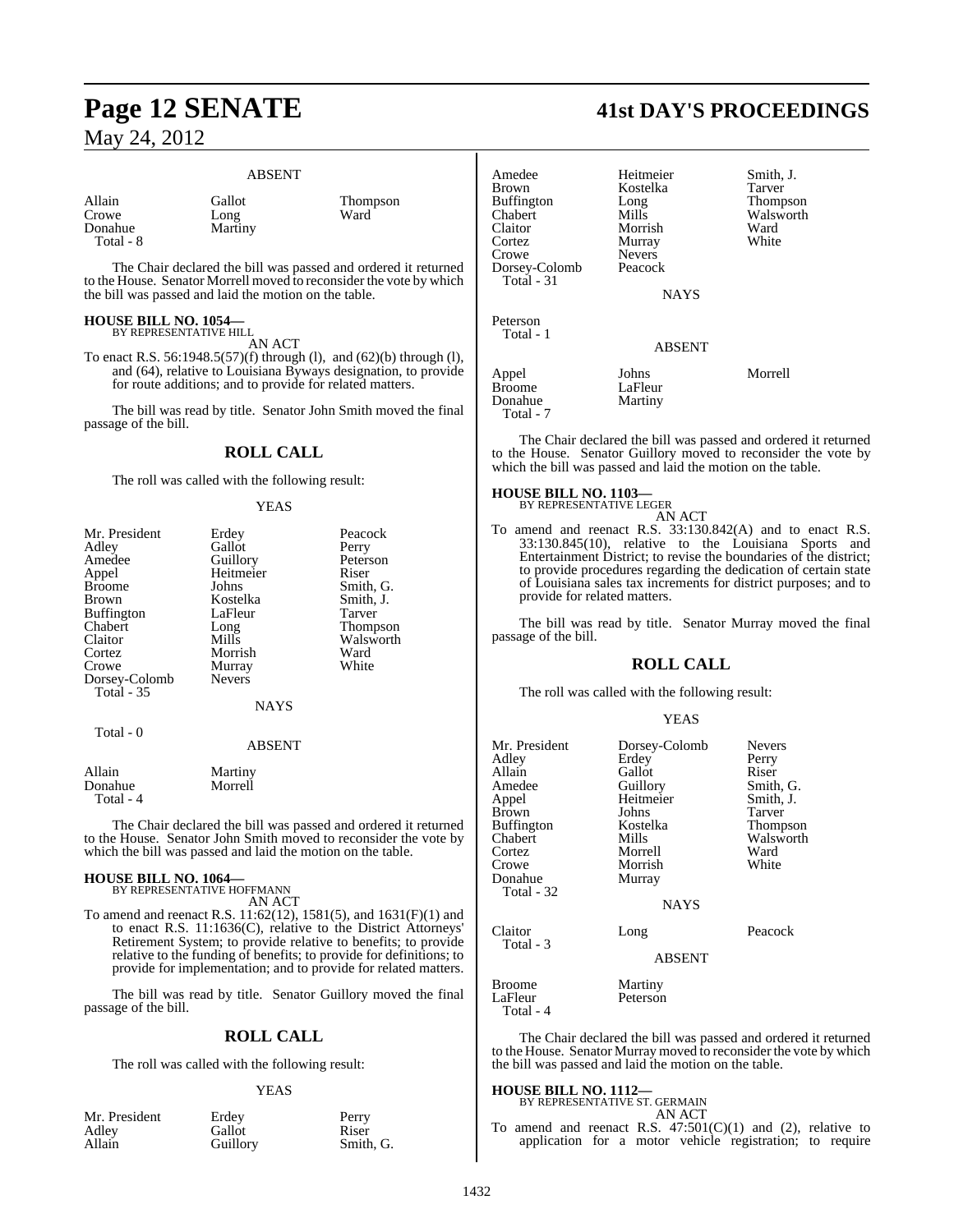#### ABSENT

| | | |
|---|---|---|
| Allain | Gallot | Thompson |
| Crowe | Long | Ward |
| Donahue | Martiny | |
| Total - 8 | | |

The Chair declared the bill was passed and ordered it returned to the House. Senator Morrell moved to reconsider the vote by which the bill was passed and laid the motion on the table.

**HOUSE BILL NO. 1054—**
BY REPRESENTATIVE HILL
AN ACT

To enact R.S. 56:1948.5(57)(f) through (l), and (62)(b) through (l), and (64), relative to Louisiana Byways designation, to provide for route additions; and to provide for related matters.

The bill was read by title. Senator John Smith moved the final passage of the bill.

## ROLL CALL

The roll was called with the following result:

#### YEAS

| | | |
|---|---|---|
| Mr. President | Erdey | Peacock |
| Adley | Gallot | Perry |
| Amedee | Guillory | Peterson |
| Appel | Heitmeier | Riser |
| Broome | Johns | Smith, G. |
| Brown | Kostelka | Smith, J. |
| Buffington | LaFleur | Tarver |
| Chabert | Long | Thompson |
| Claitor | Mills | Walsworth |
| Cortez | Morrish | Ward |
| Crowe | Murray | White |
| Dorsey-Colomb | Nevers | |
| Total - 35 | | |

#### NAYS

Total - 0

#### ABSENT

| | |
|---|---|
| Allain | Martiny |
| Donahue | Morrell |
| Total - 4 | |

The Chair declared the bill was passed and ordered it returned to the House. Senator John Smith moved to reconsider the vote by which the bill was passed and laid the motion on the table.

**HOUSE BILL NO. 1064—**
BY REPRESENTATIVE HOFFMANN
AN ACT

To amend and reenact R.S. 11:62(12), 1581(5), and 1631(F)(1) and to enact R.S. 11:1636(C), relative to the District Attorneys' Retirement System; to provide relative to benefits; to provide relative to the funding of benefits; to provide for definitions; to provide for implementation; and to provide for related matters.

The bill was read by title. Senator Guillory moved the final passage of the bill.

## ROLL CALL

The roll was called with the following result:

#### YEAS

| | | |
|---|---|---|
| Mr. President | Erdey | Perry |
| Adley | Gallot | Riser |
| Allain | Guillory | Smith, G. |
| Amedee | Heitmeier | Smith, J. |
| Brown | Kostelka | Tarver |
| Buffington | Long | Thompson |
| Chabert | Mills | Walsworth |
| Claitor | Morrish | Ward |
| Cortez | Murray | White |
| Crowe | Nevers | |
| Dorsey-Colomb | Peacock | |
| Total - 31 | | |

#### NAYS

Peterson
Total - 1

#### ABSENT

| | | |
|---|---|---|
| Appel | Johns | Morrell |
| Broome | LaFleur | |
| Donahue | Martiny | |
| Total - 7 | | |

The Chair declared the bill was passed and ordered it returned to the House. Senator Guillory moved to reconsider the vote by which the bill was passed and laid the motion on the table.

**HOUSE BILL NO. 1103—**
BY REPRESENTATIVE LEGER
AN ACT

To amend and reenact R.S. 33:130.842(A) and to enact R.S. 33:130.845(10), relative to the Louisiana Sports and Entertainment District; to revise the boundaries of the district; to provide procedures regarding the dedication of certain state of Louisiana sales tax increments for district purposes; and to provide for related matters.

The bill was read by title. Senator Murray moved the final passage of the bill.

## ROLL CALL

The roll was called with the following result:

#### YEAS

| | | |
|---|---|---|
| Mr. President | Dorsey-Colomb | Nevers |
| Adley | Erdey | Perry |
| Allain | Gallot | Riser |
| Amedee | Guillory | Smith, G. |
| Appel | Heitmeier | Smith, J. |
| Brown | Johns | Tarver |
| Buffington | Kostelka | Thompson |
| Chabert | Mills | Walsworth |
| Cortez | Morrell | Ward |
| Crowe | Morrish | White |
| Donahue | Murray | |
| Total - 32 | | |

#### NAYS

| | | |
|---|---|---|
| Claitor | Long | Peacock |
| Total - 3 | | |

#### ABSENT

| | |
|---|---|
| Broome | Martiny |
| LaFleur | Peterson |
| Total - 4 | |

The Chair declared the bill was passed and ordered it returned to the House. Senator Murray moved to reconsider the vote by which the bill was passed and laid the motion on the table.

**HOUSE BILL NO. 1112—**
BY REPRESENTATIVE ST. GERMAIN
AN ACT

To amend and reenact R.S. 47:501(C)(1) and (2), relative to application for a motor vehicle registration; to require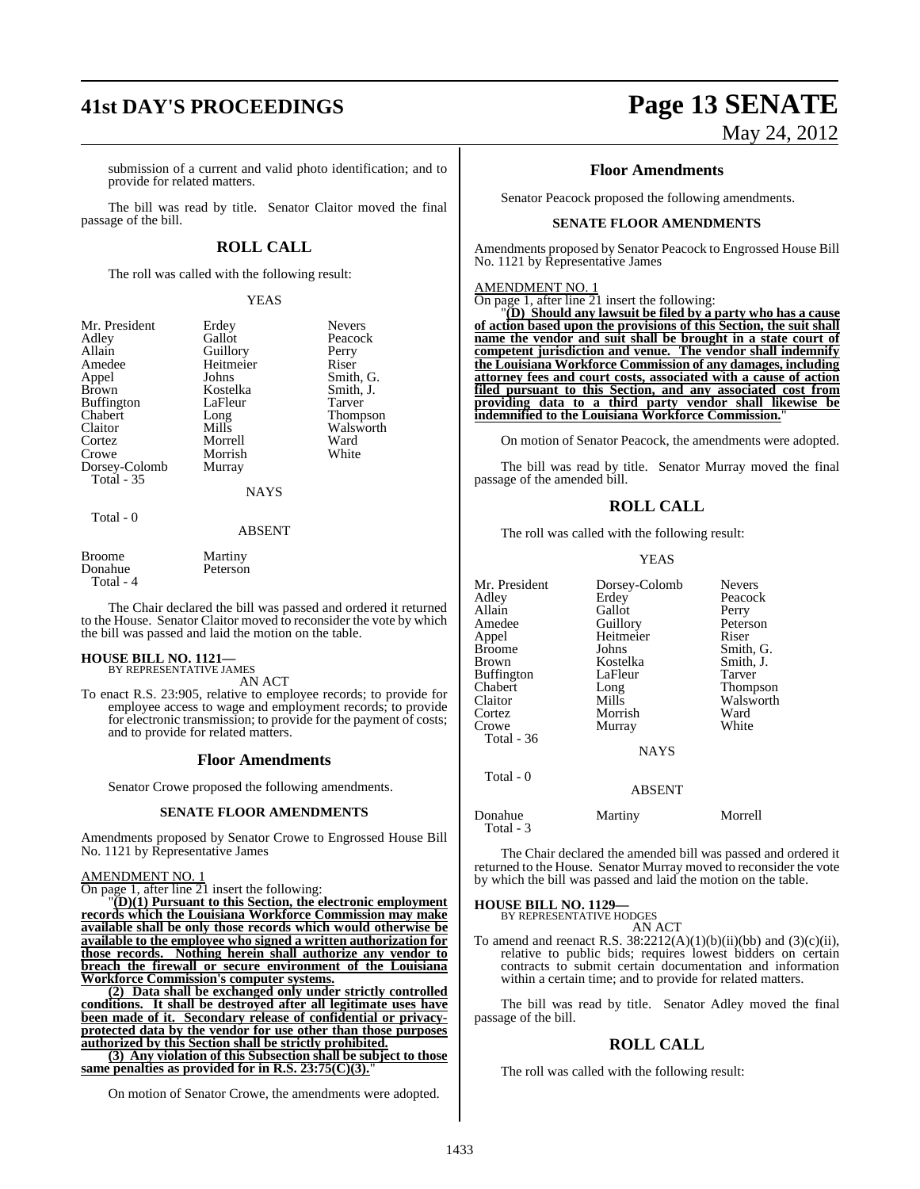submission of a current and valid photo identification; and to provide for related matters.

The bill was read by title. Senator Claitor moved the final passage of the bill.

## ROLL CALL

The roll was called with the following result:

YEAS

| | | |
|---|---|---|
| Mr. President | Erdey | Nevers |
| Adley | Gallot | Peacock |
| Allain | Guillory | Perry |
| Amedee | Heitmeier | Riser |
| Appel | Johns | Smith, G. |
| Brown | Kostelka | Smith, J. |
| Buffington | LaFleur | Tarver |
| Chabert | Long | Thompson |
| Claitor | Mills | Walsworth |
| Cortez | Morrell | Ward |
| Crowe | Morrish | White |
| Dorsey-Colomb | Murray | |
| Total - 35 | | |

NAYS

Total - 0

ABSENT

| | |
|---|---|
| Broome | Martiny |
| Donahue | Peterson |
| Total - 4 | |

The Chair declared the bill was passed and ordered it returned to the House. Senator Claitor moved to reconsider the vote by which the bill was passed and laid the motion on the table.

**HOUSE BILL NO. 1121—**
BY REPRESENTATIVE JAMES
AN ACT

To enact R.S. 23:905, relative to employee records; to provide for employee access to wage and employment records; to provide for electronic transmission; to provide for the payment of costs; and to provide for related matters.

## Floor Amendments

Senator Crowe proposed the following amendments.

### SENATE FLOOR AMENDMENTS

Amendments proposed by Senator Crowe to Engrossed House Bill No. 1121 by Representative James

AMENDMENT NO. 1

On page 1, after line 21 insert the following:

"**(D)(1) Pursuant to this Section, the electronic employment records which the Louisiana Workforce Commission may make available shall be only those records which would otherwise be available to the employee who signed a written authorization for those records. Nothing herein shall authorize any vendor to breach the firewall or secure environment of the Louisiana Workforce Commission's computer systems.**

**(2) Data shall be exchanged only under strictly controlled conditions. It shall be destroyed after all legitimate uses have been made of it. Secondary release of confidential or privacy-protected data by the vendor for use other than those purposes authorized by this Section shall be strictly prohibited.**

**(3) Any violation of this Subsection shall be subject to those same penalties as provided for in R.S. 23:75(C)(3).**"

On motion of Senator Crowe, the amendments were adopted.

## Floor Amendments

Senator Peacock proposed the following amendments.

### SENATE FLOOR AMENDMENTS

Amendments proposed by Senator Peacock to Engrossed House Bill No. 1121 by Representative James

AMENDMENT NO. 1

On page 1, after line 21 insert the following:

"**(D) Should any lawsuit be filed by a party who has a cause of action based upon the provisions of this Section, the suit shall name the vendor and suit shall be brought in a state court of competent jurisdiction and venue. The vendor shall indemnify the Louisiana Workforce Commission of any damages, including attorney fees and court costs, associated with a cause of action filed pursuant to this Section, and any associated cost from providing data to a third party vendor shall likewise be indemnified to the Louisiana Workforce Commission.**"

On motion of Senator Peacock, the amendments were adopted.

The bill was read by title. Senator Murray moved the final passage of the amended bill.

## ROLL CALL

The roll was called with the following result:

YEAS

| | | |
|---|---|---|
| Mr. President | Dorsey-Colomb | Nevers |
| Adley | Erdey | Peacock |
| Allain | Gallot | Perry |
| Amedee | Guillory | Peterson |
| Appel | Heitmeier | Riser |
| Broome | Johns | Smith, G. |
| Brown | Kostelka | Smith, J. |
| Buffington | LaFleur | Tarver |
| Chabert | Long | Thompson |
| Claitor | Mills | Walsworth |
| Cortez | Morrish | Ward |
| Crowe | Murray | White |
| Total - 36 | | |

NAYS

Total - 0

ABSENT

| | | |
|---|---|---|
| Donahue | Martiny | Morrell |
| Total - 3 | | |

The Chair declared the amended bill was passed and ordered it returned to the House. Senator Murray moved to reconsider the vote by which the bill was passed and laid the motion on the table.

**HOUSE BILL NO. 1129—**
BY REPRESENTATIVE HODGES
AN ACT

To amend and reenact R.S. 38:2212(A)(1)(b)(ii)(bb) and (3)(c)(ii), relative to public bids; requires lowest bidders on certain contracts to submit certain documentation and information within a certain time; and to provide for related matters.

The bill was read by title. Senator Adley moved the final passage of the bill.

## ROLL CALL

The roll was called with the following result: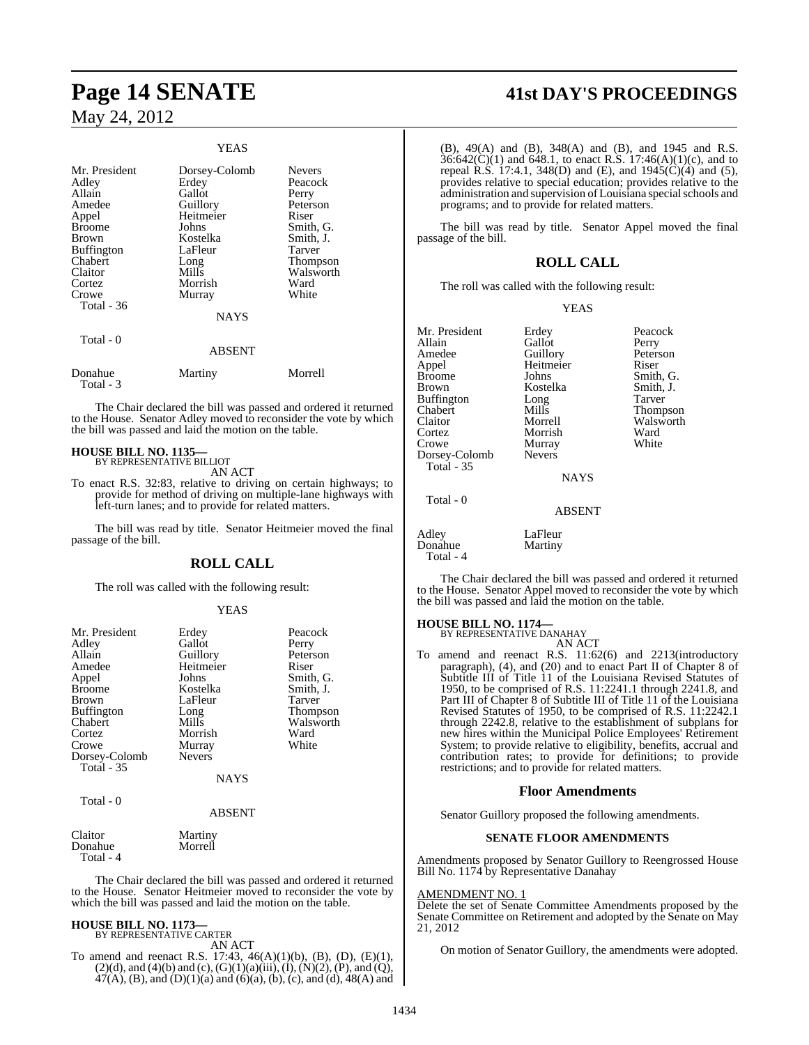### YEAS

| | | |
|---|---|---|
| Mr. President | Dorsey-Colomb | Nevers |
| Adley | Erdey | Peacock |
| Allain | Gallot | Perry |
| Amedee | Guillory | Peterson |
| Appel | Heitmeier | Riser |
| Broome | Johns | Smith, G. |
| Brown | Kostelka | Smith, J. |
| Buffington | LaFleur | Tarver |
| Chabert | Long | Thompson |
| Claitor | Mills | Walsworth |
| Cortez | Morrish | Ward |
| Crowe | Murray | White |
| Total - 36 | | |

### NAYS

Total - 0

### ABSENT

| | | |
|---|---|---|
| Donahue | Martiny | Morrell |
| Total - 3 | | |

The Chair declared the bill was passed and ordered it returned to the House. Senator Adley moved to reconsider the vote by which the bill was passed and laid the motion on the table.

**HOUSE BILL NO. 1135—**
BY REPRESENTATIVE BILLIOT
AN ACT

To enact R.S. 32:83, relative to driving on certain highways; to provide for method of driving on multiple-lane highways with left-turn lanes; and to provide for related matters.

The bill was read by title. Senator Heitmeier moved the final passage of the bill.

## ROLL CALL

The roll was called with the following result:

### YEAS

| | | |
|---|---|---|
| Mr. President | Erdey | Peacock |
| Adley | Gallot | Perry |
| Allain | Guillory | Peterson |
| Amedee | Heitmeier | Riser |
| Appel | Johns | Smith, G. |
| Broome | Kostelka | Smith, J. |
| Brown | LaFleur | Tarver |
| Buffington | Long | Thompson |
| Chabert | Mills | Walsworth |
| Cortez | Morrish | Ward |
| Crowe | Murray | White |
| Dorsey-Colomb | Nevers | |
| Total - 35 | | |

### NAYS

Total - 0

### ABSENT

| | |
|---|---|
| Claitor | Martiny |
| Donahue | Morrell |
| Total - 4 | |

The Chair declared the bill was passed and ordered it returned to the House. Senator Heitmeier moved to reconsider the vote by which the bill was passed and laid the motion on the table.

**HOUSE BILL NO. 1173—**
BY REPRESENTATIVE CARTER
AN ACT

To amend and reenact R.S. 17:43, 46(A)(1)(b), (B), (D), (E)(1), (2)(d), and (4)(b) and (c), (G)(1)(a)(iii), (I), (N)(2), (P), and (Q), 47(A), (B), and (D)(1)(a) and (6)(a), (b), (c), and (d), 48(A) and (B), 49(A) and (B), 348(A) and (B), and 1945 and R.S. 36:642(C)(1) and 648.1, to enact R.S. 17:46(A)(1)(c), and to repeal R.S. 17:4.1, 348(D) and (E), and 1945(C)(4) and (5), provides relative to special education; provides relative to the administration and supervision of Louisiana special schools and programs; and to provide for related matters.

The bill was read by title. Senator Appel moved the final passage of the bill.

## ROLL CALL

The roll was called with the following result:

### YEAS

| | | |
|---|---|---|
| Mr. President | Erdey | Peacock |
| Allain | Gallot | Perry |
| Amedee | Guillory | Peterson |
| Appel | Heitmeier | Riser |
| Broome | Johns | Smith, G. |
| Brown | Kostelka | Smith, J. |
| Buffington | Long | Tarver |
| Chabert | Mills | Thompson |
| Claitor | Morrell | Walsworth |
| Cortez | Morrish | Ward |
| Crowe | Murray | White |
| Dorsey-Colomb | Nevers | |
| Total - 35 | | |

### NAYS

Total - 0

### ABSENT

| | |
|---|---|
| Adley | LaFleur |
| Donahue | Martiny |
| Total - 4 | |

The Chair declared the bill was passed and ordered it returned to the House. Senator Appel moved to reconsider the vote by which the bill was passed and laid the motion on the table.

**HOUSE BILL NO. 1174—**
BY REPRESENTATIVE DANAHAY
AN ACT

To amend and reenact R.S. 11:62(6) and 2213(introductory paragraph), (4), and (20) and to enact Part II of Chapter 8 of Subtitle III of Title 11 of the Louisiana Revised Statutes of 1950, to be comprised of R.S. 11:2241.1 through 2241.8, and Part III of Chapter 8 of Subtitle III of Title 11 of the Louisiana Revised Statutes of 1950, to be comprised of R.S. 11:2242.1 through 2242.8, relative to the establishment of subplans for new hires within the Municipal Police Employees' Retirement System; to provide relative to eligibility, benefits, accrual and contribution rates; to provide for definitions; to provide restrictions; and to provide for related matters.

## Floor Amendments

Senator Guillory proposed the following amendments.

### SENATE FLOOR AMENDMENTS

Amendments proposed by Senator Guillory to Reengrossed House Bill No. 1174 by Representative Danahay

AMENDMENT NO. 1
Delete the set of Senate Committee Amendments proposed by the Senate Committee on Retirement and adopted by the Senate on May 21, 2012

On motion of Senator Guillory, the amendments were adopted.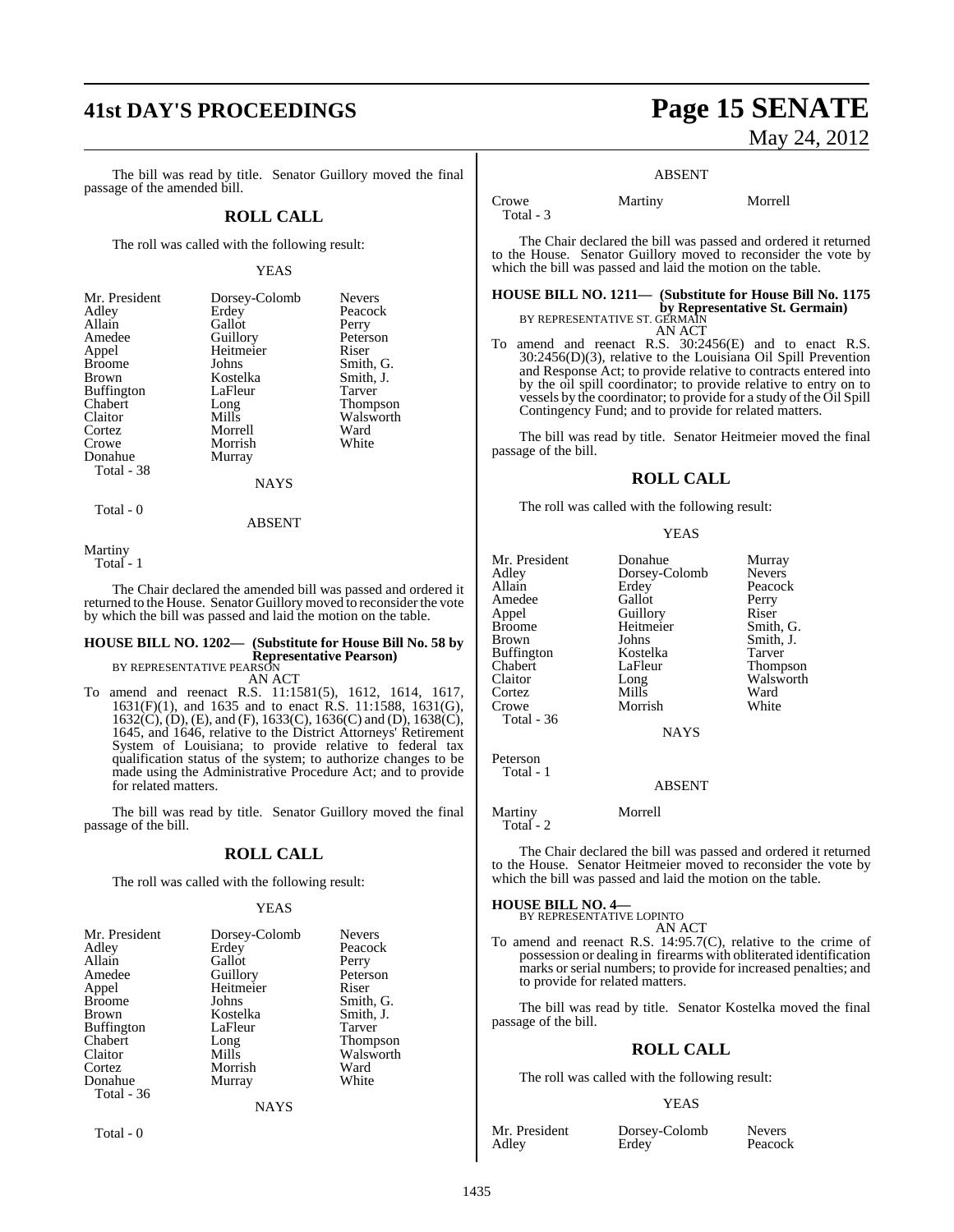The bill was read by title. Senator Guillory moved the final passage of the amended bill.

## ROLL CALL

The roll was called with the following result:

YEAS

| | | |
|---|---|---|
| Mr. President | Dorsey-Colomb | Nevers |
| Adley | Erdey | Peacock |
| Allain | Gallot | Perry |
| Amedee | Guillory | Peterson |
| Appel | Heitmeier | Riser |
| Broome | Johns | Smith, G. |
| Brown | Kostelka | Smith, J. |
| Buffington | LaFleur | Tarver |
| Chabert | Long | Thompson |
| Claitor | Mills | Walsworth |
| Cortez | Morrell | Ward |
| Crowe | Morrish | White |
| Donahue | Murray | |

Total - 38

NAYS

Total - 0

ABSENT

Martiny

Total - 1

The Chair declared the amended bill was passed and ordered it returned to the House. Senator Guillory moved to reconsider the vote by which the bill was passed and laid the motion on the table.

**HOUSE BILL NO. 1202— (Substitute for House Bill No. 58 by Representative Pearson)**
BY REPRESENTATIVE PEARSON
AN ACT

To amend and reenact R.S. 11:1581(5), 1612, 1614, 1617, 1631(F)(1), and 1635 and to enact R.S. 11:1588, 1631(G), 1632(C), (D), (E), and (F), 1633(C), 1636(C) and (D), 1638(C), 1645, and 1646, relative to the District Attorneys' Retirement System of Louisiana; to provide relative to federal tax qualification status of the system; to authorize changes to be made using the Administrative Procedure Act; and to provide for related matters.

The bill was read by title. Senator Guillory moved the final passage of the bill.

## ROLL CALL

The roll was called with the following result:

YEAS

| | | |
|---|---|---|
| Mr. President | Dorsey-Colomb | Nevers |
| Adley | Erdey | Peacock |
| Allain | Gallot | Perry |
| Amedee | Guillory | Peterson |
| Appel | Heitmeier | Riser |
| Broome | Johns | Smith, G. |
| Brown | Kostelka | Smith, J. |
| Buffington | LaFleur | Tarver |
| Chabert | Long | Thompson |
| Claitor | Mills | Walsworth |
| Cortez | Morrish | Ward |
| Donahue | Murray | White |

Total - 36

NAYS

Total - 0

ABSENT

Crowe    Martiny    Morrell

Total - 3

The Chair declared the bill was passed and ordered it returned to the House. Senator Guillory moved to reconsider the vote by which the bill was passed and laid the motion on the table.

**HOUSE BILL NO. 1211— (Substitute for House Bill No. 1175 by Representative St. Germain)**
BY REPRESENTATIVE ST. GERMAIN
AN ACT

To amend and reenact R.S. 30:2456(E) and to enact R.S. 30:2456(D)(3), relative to the Louisiana Oil Spill Prevention and Response Act; to provide relative to contracts entered into by the oil spill coordinator; to provide relative to entry on to vessels by the coordinator; to provide for a study of the Oil Spill Contingency Fund; and to provide for related matters.

The bill was read by title. Senator Heitmeier moved the final passage of the bill.

## ROLL CALL

The roll was called with the following result:

YEAS

| | | |
|---|---|---|
| Mr. President | Donahue | Murray |
| Adley | Dorsey-Colomb | Nevers |
| Allain | Erdey | Peacock |
| Amedee | Gallot | Perry |
| Appel | Guillory | Riser |
| Broome | Heitmeier | Smith, G. |
| Brown | Johns | Smith, J. |
| Buffington | Kostelka | Tarver |
| Chabert | LaFleur | Thompson |
| Claitor | Long | Walsworth |
| Cortez | Mills | Ward |
| Crowe | Morrish | White |

Total - 36

NAYS

Peterson

Total - 1

ABSENT

Martiny    Morrell

Total - 2

The Chair declared the bill was passed and ordered it returned to the House. Senator Heitmeier moved to reconsider the vote by which the bill was passed and laid the motion on the table.

**HOUSE BILL NO. 4—**
BY REPRESENTATIVE LOPINTO
AN ACT

To amend and reenact R.S. 14:95.7(C), relative to the crime of possession or dealing in firearms with obliterated identification marks or serial numbers; to provide for increased penalties; and to provide for related matters.

The bill was read by title. Senator Kostelka moved the final passage of the bill.

## ROLL CALL

The roll was called with the following result:

YEAS

| | | |
|---|---|---|
| Mr. President | Dorsey-Colomb | Nevers |
| Adley | Erdey | Peacock |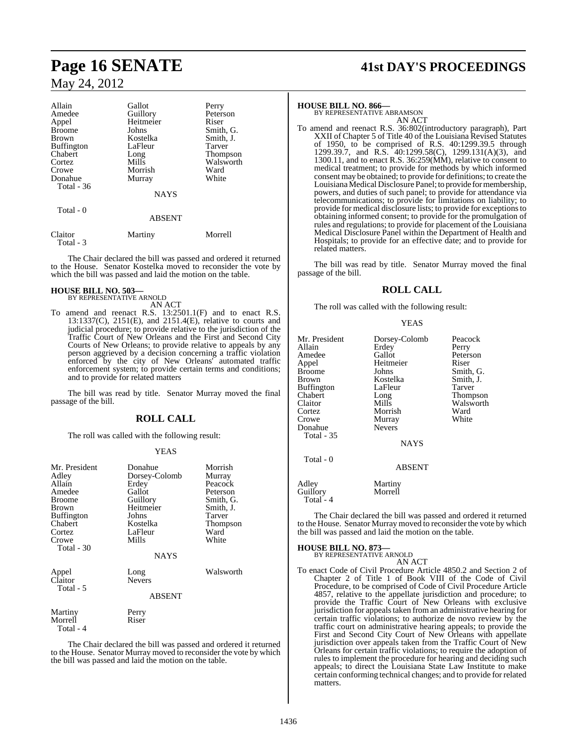| | | |
|---|---|---|
| Allain | Gallot | Perry |
| Amedee | Guillory | Peterson |
| Appel | Heitmeier | Riser |
| Broome | Johns | Smith, G. |
| Brown | Kostelka | Smith, J. |
| Buffington | LaFleur | Tarver |
| Chabert | Long | Thompson |
| Cortez | Mills | Walsworth |
| Crowe | Morrish | Ward |
| Donahue | Murray | White |
| Total - 36 | | |

NAYS

Total - 0

ABSENT

| | | |
|---|---|---|
| Claitor | Martiny | Morrell |
| Total - 3 | | |

The Chair declared the bill was passed and ordered it returned to the House. Senator Kostelka moved to reconsider the vote by which the bill was passed and laid the motion on the table.

**HOUSE BILL NO. 503—**
BY REPRESENTATIVE ARNOLD
AN ACT

To amend and reenact R.S. 13:2501.1(F) and to enact R.S. 13:1337(C), 2151(E), and 2151.4(E), relative to courts and judicial procedure; to provide relative to the jurisdiction of the Traffic Court of New Orleans and the First and Second City Courts of New Orleans; to provide relative to appeals by any person aggrieved by a decision concerning a traffic violation enforced by the city of New Orleans' automated traffic enforcement system; to provide certain terms and conditions; and to provide for related matters

The bill was read by title. Senator Murray moved the final passage of the bill.

## ROLL CALL

The roll was called with the following result:

YEAS

| | | |
|---|---|---|
| Mr. President | Donahue | Morrish |
| Adley | Dorsey-Colomb | Murray |
| Allain | Erdey | Peacock |
| Amedee | Gallot | Peterson |
| Broome | Guillory | Smith, G. |
| Brown | Heitmeier | Smith, J. |
| Buffington | Johns | Tarver |
| Chabert | Kostelka | Thompson |
| Cortez | LaFleur | Ward |
| Crowe | Mills | White |
| Total - 30 | | |

NAYS

| | | |
|---|---|---|
| Appel | Long | Walsworth |
| Claitor | Nevers | |
| Total - 5 | | |

ABSENT

| | |
|---|---|
| Martiny | Perry |
| Morrell | Riser |
| Total - 4 | |

The Chair declared the bill was passed and ordered it returned to the House. Senator Murray moved to reconsider the vote by which the bill was passed and laid the motion on the table.

**HOUSE BILL NO. 866—**
BY REPRESENTATIVE ABRAMSON
AN ACT

To amend and reenact R.S. 36:802(introductory paragraph), Part XXII of Chapter 5 of Title 40 of the Louisiana Revised Statutes of 1950, to be comprised of R.S. 40:1299.39.5 through 1299.39.7, and R.S. 40:1299.58(C), 1299.131(A)(3), and 1300.11, and to enact R.S. 36:259(MM), relative to consent to medical treatment; to provide for methods by which informed consent may be obtained; to provide for definitions; to create the Louisiana Medical Disclosure Panel; to provide for membership, powers, and duties of such panel; to provide for attendance via telecommunications; to provide for limitations on liability; to provide for medical disclosure lists; to provide for exceptions to obtaining informed consent; to provide for the promulgation of rules and regulations; to provide for placement of the Louisiana Medical Disclosure Panel within the Department of Health and Hospitals; to provide for an effective date; and to provide for related matters.

The bill was read by title. Senator Murray moved the final passage of the bill.

## ROLL CALL

The roll was called with the following result:

YEAS

| | | |
|---|---|---|
| Mr. President | Dorsey-Colomb | Peacock |
| Allain | Erdey | Perry |
| Amedee | Gallot | Peterson |
| Appel | Heitmeier | Riser |
| Broome | Johns | Smith, G. |
| Brown | Kostelka | Smith, J. |
| Buffington | LaFleur | Tarver |
| Chabert | Long | Thompson |
| Claitor | Mills | Walsworth |
| Cortez | Morrish | Ward |
| Crowe | Murray | White |
| Donahue | Nevers | |
| Total - 35 | | |

NAYS

Total - 0

ABSENT

| | |
|---|---|
| Adley | Martiny |
| Guillory | Morrell |
| Total - 4 | |

The Chair declared the bill was passed and ordered it returned to the House. Senator Murray moved to reconsider the vote by which the bill was passed and laid the motion on the table.

**HOUSE BILL NO. 873—**
BY REPRESENTATIVE ARNOLD
AN ACT

To enact Code of Civil Procedure Article 4850.2 and Section 2 of Chapter 2 of Title 1 of Book VIII of the Code of Civil Procedure, to be comprised of Code of Civil Procedure Article 4857, relative to the appellate jurisdiction and procedure; to provide the Traffic Court of New Orleans with exclusive jurisdiction for appeals taken from an administrative hearing for certain traffic violations; to authorize de novo review by the traffic court on administrative hearing appeals; to provide the First and Second City Court of New Orleans with appellate jurisdiction over appeals taken from the Traffic Court of New Orleans for certain traffic violations; to require the adoption of rules to implement the procedure for hearing and deciding such appeals; to direct the Louisiana State Law Institute to make certain conforming technical changes; and to provide for related matters.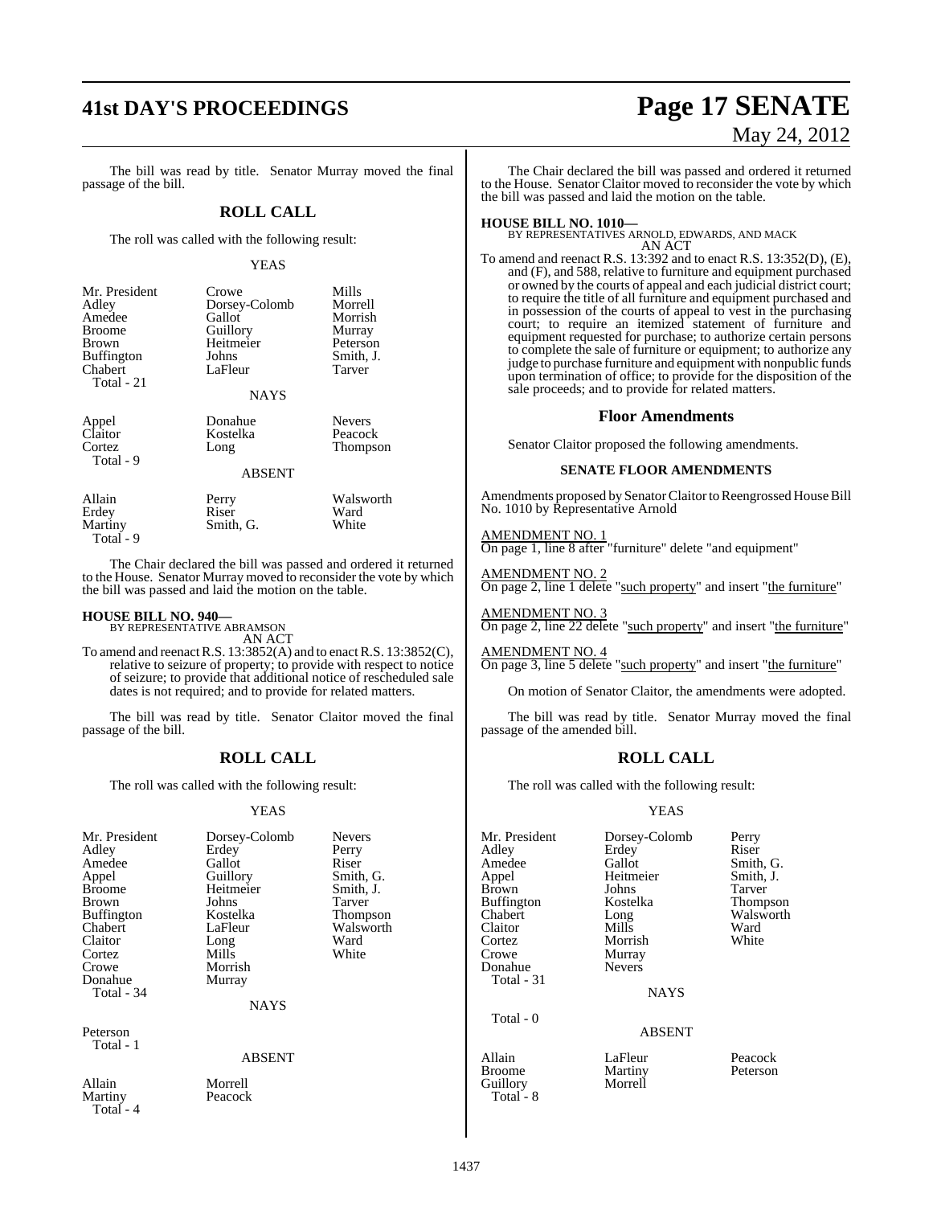The bill was read by title. Senator Murray moved the final passage of the bill.

## ROLL CALL

The roll was called with the following result:

YEAS

| | | |
|---|---|---|
| Mr. President | Crowe | Mills |
| Adley | Dorsey-Colomb | Morrell |
| Amedee | Gallot | Morrish |
| Broome | Guillory | Murray |
| Brown | Heitmeier | Peterson |
| Buffington | Johns | Smith, J. |
| Chabert | LaFleur | Tarver |
| Total - 21 | | |

NAYS

| | | |
|---|---|---|
| Appel | Donahue | Nevers |
| Claitor | Kostelka | Peacock |
| Cortez | Long | Thompson |
| Total - 9 | | |

ABSENT

| | | |
|---|---|---|
| Allain | Perry | Walsworth |
| Erdey | Riser | Ward |
| Martiny | Smith, G. | White |
| Total - 9 | | |

The Chair declared the bill was passed and ordered it returned to the House. Senator Murray moved to reconsider the vote by which the bill was passed and laid the motion on the table.

**HOUSE BILL NO. 940—**
BY REPRESENTATIVE ABRAMSON
AN ACT
To amend and reenact R.S. 13:3852(A) and to enact R.S. 13:3852(C), relative to seizure of property; to provide with respect to notice of seizure; to provide that additional notice of rescheduled sale dates is not required; and to provide for related matters.

The bill was read by title. Senator Claitor moved the final passage of the bill.

## ROLL CALL

The roll was called with the following result:

YEAS

| | | |
|---|---|---|
| Mr. President | Dorsey-Colomb | Nevers |
| Adley | Erdey | Perry |
| Amedee | Gallot | Riser |
| Appel | Guillory | Smith, G. |
| Broome | Heitmeier | Smith, J. |
| Brown | Johns | Tarver |
| Buffington | Kostelka | Thompson |
| Chabert | LaFleur | Walsworth |
| Claitor | Long | Ward |
| Cortez | Mills | White |
| Crowe | Morrish | |
| Donahue | Murray | |
| Total - 34 | | |

NAYS

Peterson
Total - 1

ABSENT

| | |
|---|---|
| Allain | Morrell |
| Martiny | Peacock |
| Total - 4 | |

The Chair declared the bill was passed and ordered it returned to the House. Senator Claitor moved to reconsider the vote by which the bill was passed and laid the motion on the table.

**HOUSE BILL NO. 1010—**
BY REPRESENTATIVES ARNOLD, EDWARDS, AND MACK
AN ACT
To amend and reenact R.S. 13:392 and to enact R.S. 13:352(D), (E), and (F), and 588, relative to furniture and equipment purchased or owned by the courts of appeal and each judicial district court; to require the title of all furniture and equipment purchased and in possession of the courts of appeal to vest in the purchasing court; to require an itemized statement of furniture and equipment requested for purchase; to authorize certain persons to complete the sale of furniture or equipment; to authorize any judge to purchase furniture and equipment with nonpublic funds upon termination of office; to provide for the disposition of the sale proceeds; and to provide for related matters.

### Floor Amendments

Senator Claitor proposed the following amendments.

#### SENATE FLOOR AMENDMENTS

Amendments proposed by Senator Claitor to Reengrossed House Bill No. 1010 by Representative Arnold

AMENDMENT NO. 1
On page 1, line 8 after "furniture" delete "and equipment"

AMENDMENT NO. 2
On page 2, line 1 delete "such property" and insert "the furniture"

AMENDMENT NO. 3
On page 2, line 22 delete "such property" and insert "the furniture"

AMENDMENT NO. 4
On page 3, line 5 delete "such property" and insert "the furniture"

On motion of Senator Claitor, the amendments were adopted.

The bill was read by title. Senator Murray moved the final passage of the amended bill.

## ROLL CALL

The roll was called with the following result:

YEAS

| | | |
|---|---|---|
| Mr. President | Dorsey-Colomb | Perry |
| Adley | Erdey | Riser |
| Amedee | Gallot | Smith, G. |
| Appel | Heitmeier | Smith, J. |
| Brown | Johns | Tarver |
| Buffington | Kostelka | Thompson |
| Chabert | Long | Walsworth |
| Claitor | Mills | Ward |
| Cortez | Morrish | White |
| Crowe | Murray | |
| Donahue | Nevers | |
| Total - 31 | | |

NAYS

Total - 0

ABSENT

| | | |
|---|---|---|
| Allain | LaFleur | Peacock |
| Broome | Martiny | Peterson |
| Guillory | Morrell | |
| Total - 8 | | |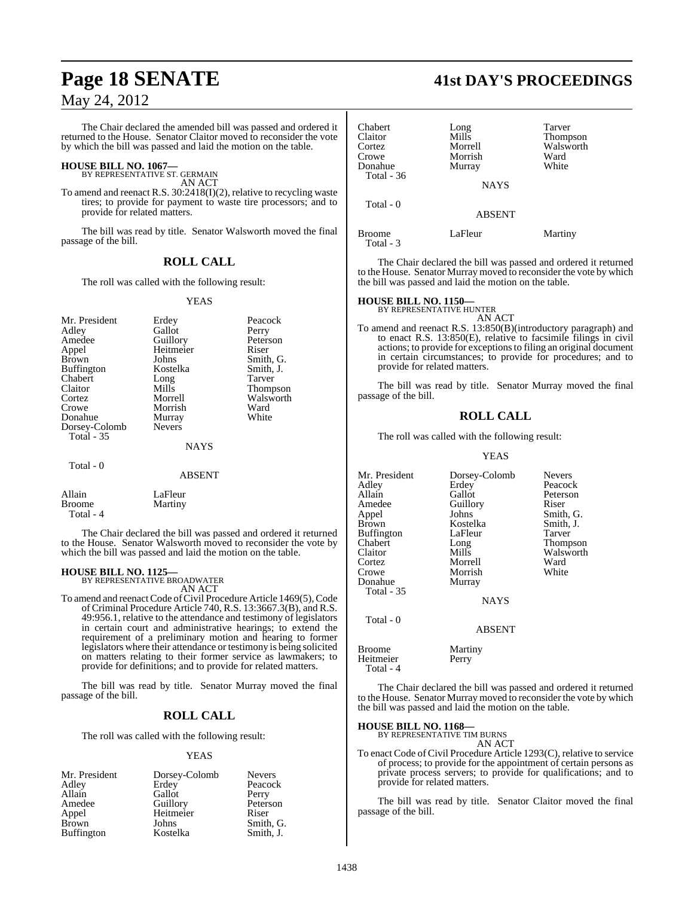The Chair declared the amended bill was passed and ordered it returned to the House. Senator Claitor moved to reconsider the vote by which the bill was passed and laid the motion on the table.

**HOUSE BILL NO. 1067—**
BY REPRESENTATIVE ST. GERMAIN
AN ACT

To amend and reenact R.S. 30:2418(I)(2), relative to recycling waste tires; to provide for payment to waste tire processors; and to provide for related matters.

The bill was read by title. Senator Walsworth moved the final passage of the bill.

## ROLL CALL

The roll was called with the following result:

YEAS

| | | |
|---|---|---|
| Mr. President | Erdey | Peacock |
| Adley | Gallot | Perry |
| Amedee | Guillory | Peterson |
| Appel | Heitmeier | Riser |
| Brown | Johns | Smith, G. |
| Buffington | Kostelka | Smith, J. |
| Chabert | Long | Tarver |
| Claitor | Mills | Thompson |
| Cortez | Morrell | Walsworth |
| Crowe | Morrish | Ward |
| Donahue | Murray | White |
| Dorsey-Colomb | Nevers | |

Total - 35

NAYS

Total - 0

ABSENT

| | |
|---|---|
| Allain | LaFleur |
| Broome | Martiny |

Total - 4

The Chair declared the bill was passed and ordered it returned to the House. Senator Walsworth moved to reconsider the vote by which the bill was passed and laid the motion on the table.

**HOUSE BILL NO. 1125—**
BY REPRESENTATIVE BROADWATER
AN ACT

To amend and reenact Code of Civil Procedure Article 1469(5), Code of Criminal Procedure Article 740, R.S. 13:3667.3(B), and R.S. 49:956.1, relative to the attendance and testimony of legislators in certain court and administrative hearings; to extend the requirement of a preliminary motion and hearing to former legislators where their attendance or testimony is being solicited on matters relating to their former service as lawmakers; to provide for definitions; and to provide for related matters.

The bill was read by title. Senator Murray moved the final passage of the bill.

## ROLL CALL

The roll was called with the following result:

YEAS

| | | |
|---|---|---|
| Mr. President | Dorsey-Colomb | Nevers |
| Adley | Erdey | Peacock |
| Allain | Gallot | Perry |
| Amedee | Guillory | Peterson |
| Appel | Heitmeier | Riser |
| Brown | Johns | Smith, G. |
| Buffington | Kostelka | Smith, J. |
| Chabert | Long | Tarver |
| Claitor | Mills | Thompson |
| Cortez | Morrell | Walsworth |
| Crowe | Morrish | Ward |
| Donahue | Murray | White |

Total - 36

NAYS

Total - 0

ABSENT

| | | |
|---|---|---|
| Broome | LaFleur | Martiny |

Total - 3

The Chair declared the bill was passed and ordered it returned to the House. Senator Murray moved to reconsider the vote by which the bill was passed and laid the motion on the table.

**HOUSE BILL NO. 1150—**
BY REPRESENTATIVE HUNTER
AN ACT

To amend and reenact R.S. 13:850(B)(introductory paragraph) and to enact R.S. 13:850(E), relative to facsimile filings in civil actions; to provide for exceptions to filing an original document in certain circumstances; to provide for procedures; and to provide for related matters.

The bill was read by title. Senator Murray moved the final passage of the bill.

## ROLL CALL

The roll was called with the following result:

YEAS

| | | |
|---|---|---|
| Mr. President | Dorsey-Colomb | Nevers |
| Adley | Erdey | Peacock |
| Allain | Gallot | Peterson |
| Amedee | Guillory | Riser |
| Appel | Johns | Smith, G. |
| Brown | Kostelka | Smith, J. |
| Buffington | LaFleur | Tarver |
| Chabert | Long | Thompson |
| Claitor | Mills | Walsworth |
| Cortez | Morrell | Ward |
| Crowe | Morrish | White |
| Donahue | Murray | |

Total - 35

NAYS

Total - 0

ABSENT

| | |
|---|---|
| Broome | Martiny |
| Heitmeier | Perry |

Total - 4

The Chair declared the bill was passed and ordered it returned to the House. Senator Murray moved to reconsider the vote by which the bill was passed and laid the motion on the table.

**HOUSE BILL NO. 1168—**
BY REPRESENTATIVE TIM BURNS
AN ACT

To enact Code of Civil Procedure Article 1293(C), relative to service of process; to provide for the appointment of certain persons as private process servers; to provide for qualifications; and to provide for related matters.

The bill was read by title. Senator Claitor moved the final passage of the bill.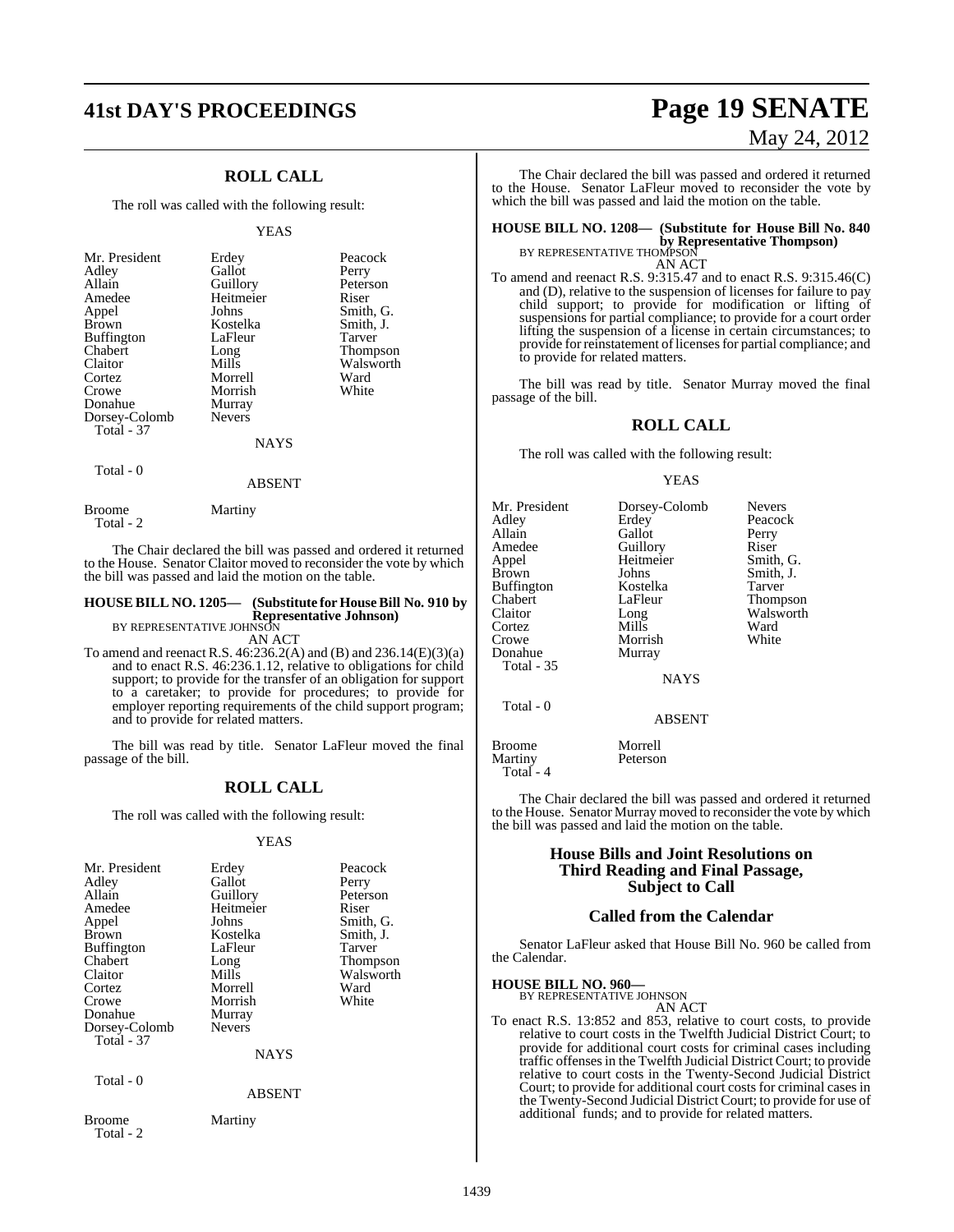## ROLL CALL

The roll was called with the following result:

YEAS

| | | |
|---|---|---|
| Mr. President | Erdey | Peacock |
| Adley | Gallot | Perry |
| Allain | Guillory | Peterson |
| Amedee | Heitmeier | Riser |
| Appel | Johns | Smith, G. |
| Brown | Kostelka | Smith, J. |
| Buffington | LaFleur | Tarver |
| Chabert | Long | Thompson |
| Claitor | Mills | Walsworth |
| Cortez | Morrell | Ward |
| Crowe | Morrish | White |
| Donahue | Murray | |
| Dorsey-Colomb | Nevers | |
| Total - 37 | | |

NAYS

Total - 0

ABSENT

| | |
|---|---|
| Broome | Martiny |
| Total - 2 | |

The Chair declared the bill was passed and ordered it returned to the House. Senator Claitor moved to reconsider the vote by which the bill was passed and laid the motion on the table.

**HOUSE BILL NO. 1205— (Substitute for House Bill No. 910 by Representative Johnson)**
BY REPRESENTATIVE JOHNSON
AN ACT

To amend and reenact R.S. 46:236.2(A) and (B) and 236.14(E)(3)(a) and to enact R.S. 46:236.1.12, relative to obligations for child support; to provide for the transfer of an obligation for support to a caretaker; to provide for procedures; to provide for employer reporting requirements of the child support program; and to provide for related matters.

The bill was read by title. Senator LaFleur moved the final passage of the bill.

## ROLL CALL

The roll was called with the following result:

YEAS

| | | |
|---|---|---|
| Mr. President | Erdey | Peacock |
| Adley | Gallot | Perry |
| Allain | Guillory | Peterson |
| Amedee | Heitmeier | Riser |
| Appel | Johns | Smith, G. |
| Brown | Kostelka | Smith, J. |
| Buffington | LaFleur | Tarver |
| Chabert | Long | Thompson |
| Claitor | Mills | Walsworth |
| Cortez | Morrell | Ward |
| Crowe | Morrish | White |
| Donahue | Murray | |
| Dorsey-Colomb | Nevers | |
| Total - 37 | | |

NAYS

Total - 0

ABSENT

| | |
|---|---|
| Broome | Martiny |
| Total - 2 | |

The Chair declared the bill was passed and ordered it returned to the House. Senator LaFleur moved to reconsider the vote by which the bill was passed and laid the motion on the table.

**HOUSE BILL NO. 1208— (Substitute for House Bill No. 840 by Representative Thompson)**
BY REPRESENTATIVE THOMPSON
AN ACT

To amend and reenact R.S. 9:315.47 and to enact R.S. 9:315.46(C) and (D), relative to the suspension of licenses for failure to pay child support; to provide for modification or lifting of suspensions for partial compliance; to provide for a court order lifting the suspension of a license in certain circumstances; to provide for reinstatement of licenses for partial compliance; and to provide for related matters.

The bill was read by title. Senator Murray moved the final passage of the bill.

## ROLL CALL

The roll was called with the following result:

YEAS

| | | |
|---|---|---|
| Mr. President | Dorsey-Colomb | Nevers |
| Adley | Erdey | Peacock |
| Allain | Gallot | Perry |
| Amedee | Guillory | Riser |
| Appel | Heitmeier | Smith, G. |
| Brown | Johns | Smith, J. |
| Buffington | Kostelka | Tarver |
| Chabert | LaFleur | Thompson |
| Claitor | Long | Walsworth |
| Cortez | Mills | Ward |
| Crowe | Morrish | White |
| Donahue | Murray | |
| Total - 35 | | |

NAYS

Total - 0

ABSENT

| | |
|---|---|
| Broome | Morrell |
| Martiny | Peterson |
| Total - 4 | |

The Chair declared the bill was passed and ordered it returned to the House. Senator Murray moved to reconsider the vote by which the bill was passed and laid the motion on the table.

## House Bills and Joint Resolutions on Third Reading and Final Passage, Subject to Call

## Called from the Calendar

Senator LaFleur asked that House Bill No. 960 be called from the Calendar.

**HOUSE BILL NO. 960—**
BY REPRESENTATIVE JOHNSON
AN ACT

To enact R.S. 13:852 and 853, relative to court costs, to provide relative to court costs in the Twelfth Judicial District Court; to provide for additional court costs for criminal cases including traffic offenses in the Twelfth Judicial District Court; to provide relative to court costs in the Twenty-Second Judicial District Court; to provide for additional court costs for criminal cases in the Twenty-Second Judicial District Court; to provide for use of additional funds; and to provide for related matters.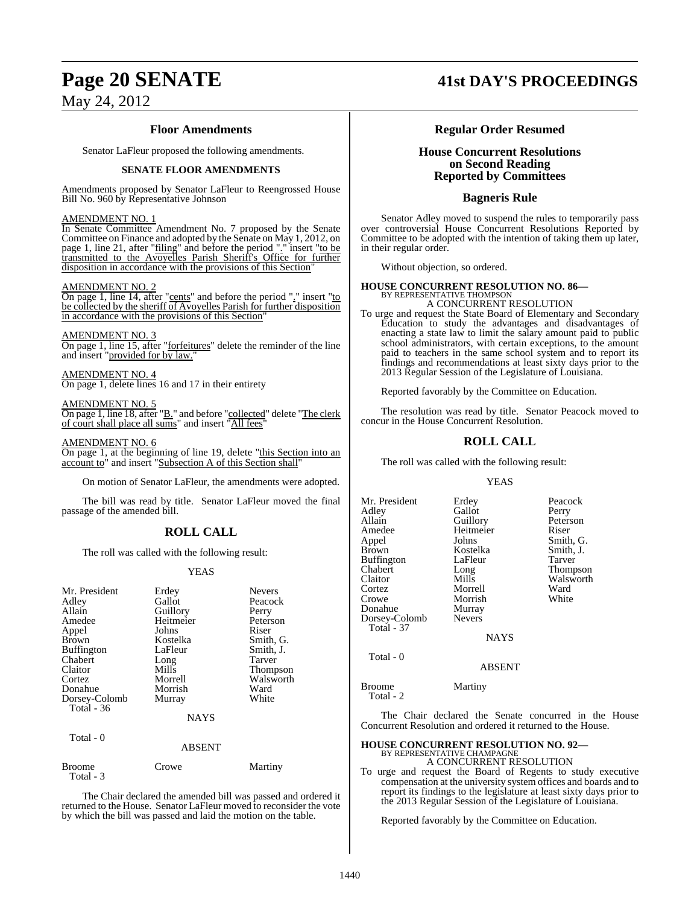### Floor Amendments

Senator LaFleur proposed the following amendments.

**SENATE FLOOR AMENDMENTS**

Amendments proposed by Senator LaFleur to Reengrossed House Bill No. 960 by Representative Johnson

AMENDMENT NO. 1

In Senate Committee Amendment No. 7 proposed by the Senate Committee on Finance and adopted by the Senate on May 1, 2012, on page 1, line 21, after "filing" and before the period "." insert "to be transmitted to the Avoyelles Parish Sheriff's Office for further disposition in accordance with the provisions of this Section"

AMENDMENT NO. 2

On page 1, line 14, after "cents" and before the period "." insert "to be collected by the sheriff of Avoyelles Parish for further disposition in accordance with the provisions of this Section"

AMENDMENT NO. 3

On page 1, line 15, after "forfeitures" delete the reminder of the line and insert "provided for by law."

AMENDMENT NO. 4

On page 1, delete lines 16 and 17 in their entirety

AMENDMENT NO. 5

On page 1, line 18, after "B." and before "collected" delete "The clerk of court shall place all sums" and insert "All fees"

AMENDMENT NO. 6

On page 1, at the beginning of line 19, delete "this Section into an account to" and insert "Subsection A of this Section shall"

On motion of Senator LaFleur, the amendments were adopted.

The bill was read by title. Senator LaFleur moved the final passage of the amended bill.

## ROLL CALL

The roll was called with the following result:

YEAS

| | | |
|---|---|---|
| Mr. President | Erdey | Nevers |
| Adley | Gallot | Peacock |
| Allain | Guillory | Perry |
| Amedee | Heitmeier | Peterson |
| Appel | Johns | Riser |
| Brown | Kostelka | Smith, G. |
| Buffington | LaFleur | Smith, J. |
| Chabert | Long | Tarver |
| Claitor | Mills | Thompson |
| Cortez | Morrell | Walsworth |
| Donahue | Morrish | Ward |
| Dorsey-Colomb | Murray | White |
| Total - 36 | | |

NAYS

Total - 0

ABSENT

| | | |
|---|---|---|
| Broome | Crowe | Martiny |
| Total - 3 | | |

The Chair declared the amended bill was passed and ordered it returned to the House. Senator LaFleur moved to reconsider the vote by which the bill was passed and laid the motion on the table.

## Regular Order Resumed

### House Concurrent Resolutions on Second Reading Reported by Committees

### Bagneris Rule

Senator Adley moved to suspend the rules to temporarily pass over controversial House Concurrent Resolutions Reported by Committee to be adopted with the intention of taking them up later, in their regular order.

Without objection, so ordered.

**HOUSE CONCURRENT RESOLUTION NO. 86—**
BY REPRESENTATIVE THOMPSON
A CONCURRENT RESOLUTION

To urge and request the State Board of Elementary and Secondary Education to study the advantages and disadvantages of enacting a state law to limit the salary amount paid to public school administrators, with certain exceptions, to the amount paid to teachers in the same school system and to report its findings and recommendations at least sixty days prior to the 2013 Regular Session of the Legislature of Louisiana.

Reported favorably by the Committee on Education.

The resolution was read by title. Senator Peacock moved to concur in the House Concurrent Resolution.

## ROLL CALL

The roll was called with the following result:

YEAS

| | | |
|---|---|---|
| Mr. President | Erdey | Peacock |
| Adley | Gallot | Perry |
| Allain | Guillory | Peterson |
| Amedee | Heitmeier | Riser |
| Appel | Johns | Smith, G. |
| Brown | Kostelka | Smith, J. |
| Buffington | LaFleur | Tarver |
| Chabert | Long | Thompson |
| Claitor | Mills | Walsworth |
| Cortez | Morrell | Ward |
| Crowe | Morrish | White |
| Donahue | Murray | |
| Dorsey-Colomb | Nevers | |
| Total - 37 | | |

NAYS

Total - 0

ABSENT

| | |
|---|---|
| Broome | Martiny |
| Total - 2 | |

The Chair declared the Senate concurred in the House Concurrent Resolution and ordered it returned to the House.

**HOUSE CONCURRENT RESOLUTION NO. 92—**
BY REPRESENTATIVE CHAMPAGNE
A CONCURRENT RESOLUTION

To urge and request the Board of Regents to study executive compensation at the university system offices and boards and to report its findings to the legislature at least sixty days prior to the 2013 Regular Session of the Legislature of Louisiana.

Reported favorably by the Committee on Education.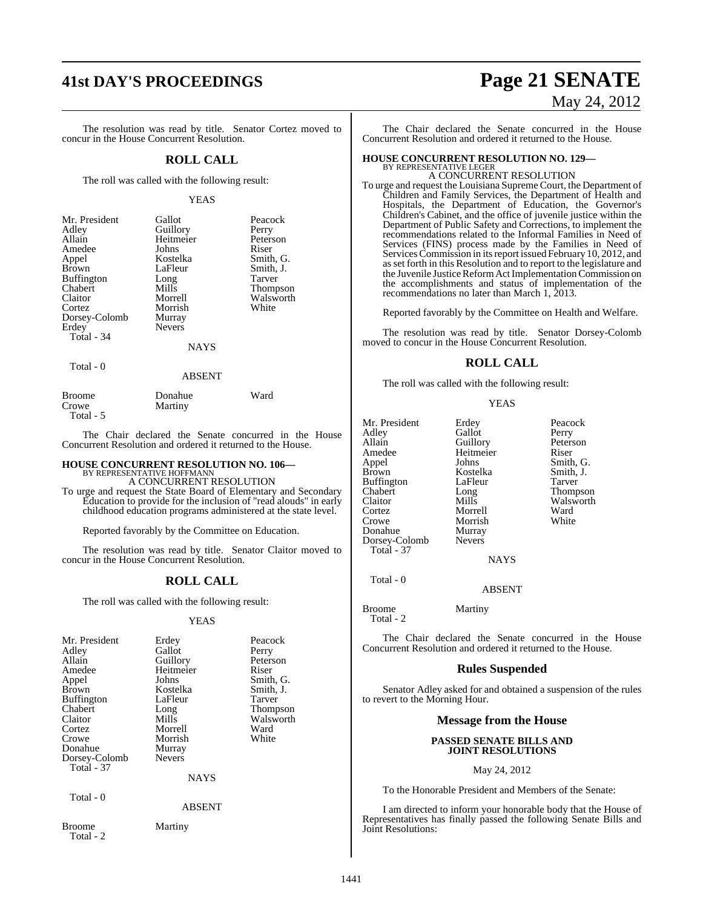The resolution was read by title. Senator Cortez moved to concur in the House Concurrent Resolution.

## ROLL CALL

The roll was called with the following result:

YEAS

| | | |
|---|---|---|
| Mr. President | Gallot | Peacock |
| Adley | Guillory | Perry |
| Allain | Heitmeier | Peterson |
| Amedee | Johns | Riser |
| Appel | Kostelka | Smith, G. |
| Brown | LaFleur | Smith, J. |
| Buffington | Long | Tarver |
| Chabert | Mills | Thompson |
| Claitor | Morrell | Walsworth |
| Cortez | Morrish | White |
| Dorsey-Colomb | Murray | |
| Erdey | Nevers | |

Total - 34

NAYS

Total - 0

ABSENT

| | | |
|---|---|---|
| Broome | Donahue | Ward |
| Crowe | Martiny | |

Total - 5

The Chair declared the Senate concurred in the House Concurrent Resolution and ordered it returned to the House.

**HOUSE CONCURRENT RESOLUTION NO. 106—**
BY REPRESENTATIVE HOFFMANN
A CONCURRENT RESOLUTION

To urge and request the State Board of Elementary and Secondary Education to provide for the inclusion of "read alouds" in early childhood education programs administered at the state level.

Reported favorably by the Committee on Education.

The resolution was read by title. Senator Claitor moved to concur in the House Concurrent Resolution.

## ROLL CALL

The roll was called with the following result:

YEAS

| | | |
|---|---|---|
| Mr. President | Erdey | Peacock |
| Adley | Gallot | Perry |
| Allain | Guillory | Peterson |
| Amedee | Heitmeier | Riser |
| Appel | Johns | Smith, G. |
| Brown | Kostelka | Smith, J. |
| Buffington | LaFleur | Tarver |
| Chabert | Long | Thompson |
| Claitor | Mills | Walsworth |
| Cortez | Morrell | Ward |
| Crowe | Morrish | White |
| Donahue | Murray | |
| Dorsey-Colomb | Nevers | |

Total - 37

NAYS

Total - 0

ABSENT

| | |
|---|---|
| Broome | Martiny |

Total - 2

The Chair declared the Senate concurred in the House Concurrent Resolution and ordered it returned to the House.

**HOUSE CONCURRENT RESOLUTION NO. 129—**
BY REPRESENTATIVE LEGER
A CONCURRENT RESOLUTION

To urge and request the Louisiana Supreme Court, the Department of Children and Family Services, the Department of Health and Hospitals, the Department of Education, the Governor's Children's Cabinet, and the office of juvenile justice within the Department of Public Safety and Corrections, to implement the recommendations related to the Informal Families in Need of Services (FINS) process made by the Families in Need of Services Commission in its report issued February 10, 2012, and as set forth in this Resolution and to report to the legislature and the Juvenile Justice Reform Act Implementation Commission on the accomplishments and status of implementation of the recommendations no later than March 1, 2013.

Reported favorably by the Committee on Health and Welfare.

The resolution was read by title. Senator Dorsey-Colomb moved to concur in the House Concurrent Resolution.

## ROLL CALL

The roll was called with the following result:

YEAS

| | | |
|---|---|---|
| Mr. President | Erdey | Peacock |
| Adley | Gallot | Perry |
| Allain | Guillory | Peterson |
| Amedee | Heitmeier | Riser |
| Appel | Johns | Smith, G. |
| Brown | Kostelka | Smith, J. |
| Buffington | LaFleur | Tarver |
| Chabert | Long | Thompson |
| Claitor | Mills | Walsworth |
| Cortez | Morrell | Ward |
| Crowe | Morrish | White |
| Donahue | Murray | |
| Dorsey-Colomb | Nevers | |

Total - 37

NAYS

Total - 0

ABSENT

| | |
|---|---|
| Broome | Martiny |

Total - 2

The Chair declared the Senate concurred in the House Concurrent Resolution and ordered it returned to the House.

## Rules Suspended

Senator Adley asked for and obtained a suspension of the rules to revert to the Morning Hour.

## Message from the House

**PASSED SENATE BILLS AND JOINT RESOLUTIONS**

May 24, 2012

To the Honorable President and Members of the Senate:

I am directed to inform your honorable body that the House of Representatives has finally passed the following Senate Bills and Joint Resolutions: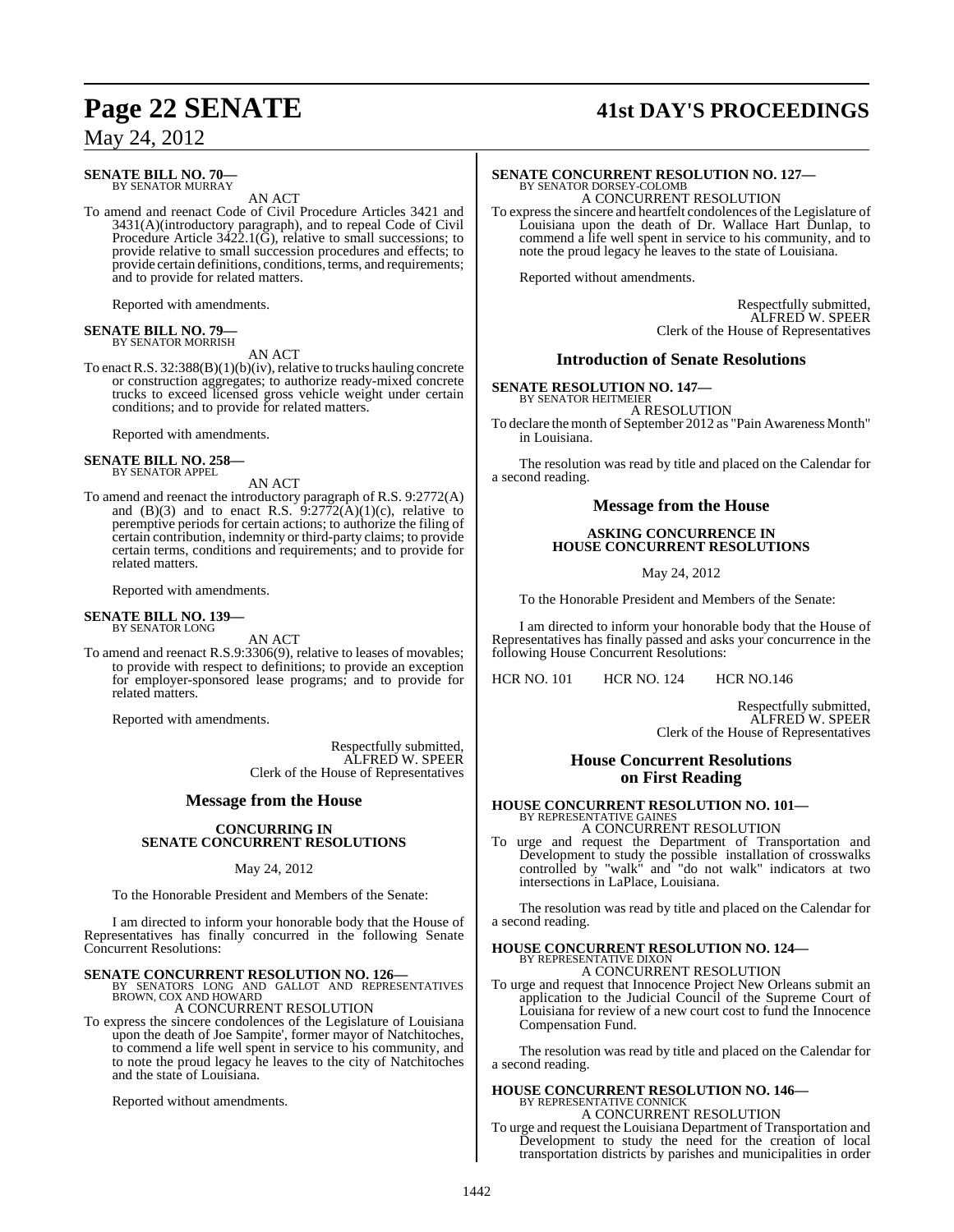**SENATE BILL NO. 70—**
BY SENATOR MURRAY

AN ACT

To amend and reenact Code of Civil Procedure Articles 3421 and 3431(A)(introductory paragraph), and to repeal Code of Civil Procedure Article 3422.1(G), relative to small successions; to provide relative to small succession procedures and effects; to provide certain definitions, conditions, terms, and requirements; and to provide for related matters.

Reported with amendments.

**SENATE BILL NO. 79—**
BY SENATOR MORRISH

AN ACT

To enact R.S. 32:388(B)(1)(b)(iv), relative to trucks hauling concrete or construction aggregates; to authorize ready-mixed concrete trucks to exceed licensed gross vehicle weight under certain conditions; and to provide for related matters.

Reported with amendments.

**SENATE BILL NO. 258—**
BY SENATOR APPEL

AN ACT

To amend and reenact the introductory paragraph of R.S. 9:2772(A) and (B)(3) and to enact R.S. 9:2772(A)(1)(c), relative to peremptive periods for certain actions; to authorize the filing of certain contribution, indemnity or third-party claims; to provide certain terms, conditions and requirements; and to provide for related matters.

Reported with amendments.

**SENATE BILL NO. 139—**
BY SENATOR LONG

AN ACT

To amend and reenact R.S.9:3306(9), relative to leases of movables; to provide with respect to definitions; to provide an exception for employer-sponsored lease programs; and to provide for related matters.

Reported with amendments.

Respectfully submitted,
ALFRED W. SPEER
Clerk of the House of Representatives

## Message from the House

### CONCURRING IN SENATE CONCURRENT RESOLUTIONS

May 24, 2012

To the Honorable President and Members of the Senate:

I am directed to inform your honorable body that the House of Representatives has finally concurred in the following Senate Concurrent Resolutions:

**SENATE CONCURRENT RESOLUTION NO. 126—**
BY SENATORS LONG AND GALLOT AND REPRESENTATIVES BROWN, COX AND HOWARD

A CONCURRENT RESOLUTION

To express the sincere condolences of the Legislature of Louisiana upon the death of Joe Sampite', former mayor of Natchitoches, to commend a life well spent in service to his community, and to note the proud legacy he leaves to the city of Natchitoches and the state of Louisiana.

Reported without amendments.

**SENATE CONCURRENT RESOLUTION NO. 127—**
BY SENATOR DORSEY-COLOMB

A CONCURRENT RESOLUTION

To express the sincere and heartfelt condolences of the Legislature of Louisiana upon the death of Dr. Wallace Hart Dunlap, to commend a life well spent in service to his community, and to note the proud legacy he leaves to the state of Louisiana.

Reported without amendments.

Respectfully submitted,
ALFRED W. SPEER
Clerk of the House of Representatives

## Introduction of Senate Resolutions

**SENATE RESOLUTION NO. 147—**
BY SENATOR HEITMEIER

A RESOLUTION

To declare the month of September 2012 as "Pain Awareness Month" in Louisiana.

The resolution was read by title and placed on the Calendar for a second reading.

## Message from the House

### ASKING CONCURRENCE IN HOUSE CONCURRENT RESOLUTIONS

May 24, 2012

To the Honorable President and Members of the Senate:

I am directed to inform your honorable body that the House of Representatives has finally passed and asks your concurrence in the following House Concurrent Resolutions:

HCR NO. 101 HCR NO. 124 HCR NO.146

Respectfully submitted,
ALFRED W. SPEER
Clerk of the House of Representatives

## House Concurrent Resolutions on First Reading

**HOUSE CONCURRENT RESOLUTION NO. 101—**
BY REPRESENTATIVE GAINES

A CONCURRENT RESOLUTION

To urge and request the Department of Transportation and Development to study the possible installation of crosswalks controlled by "walk" and "do not walk" indicators at two intersections in LaPlace, Louisiana.

The resolution was read by title and placed on the Calendar for a second reading.

**HOUSE CONCURRENT RESOLUTION NO. 124—**
BY REPRESENTATIVE DIXON

A CONCURRENT RESOLUTION

To urge and request that Innocence Project New Orleans submit an application to the Judicial Council of the Supreme Court of Louisiana for review of a new court cost to fund the Innocence Compensation Fund.

The resolution was read by title and placed on the Calendar for a second reading.

**HOUSE CONCURRENT RESOLUTION NO. 146—**
BY REPRESENTATIVE CONNICK

A CONCURRENT RESOLUTION

To urge and request the Louisiana Department of Transportation and Development to study the need for the creation of local transportation districts by parishes and municipalities in order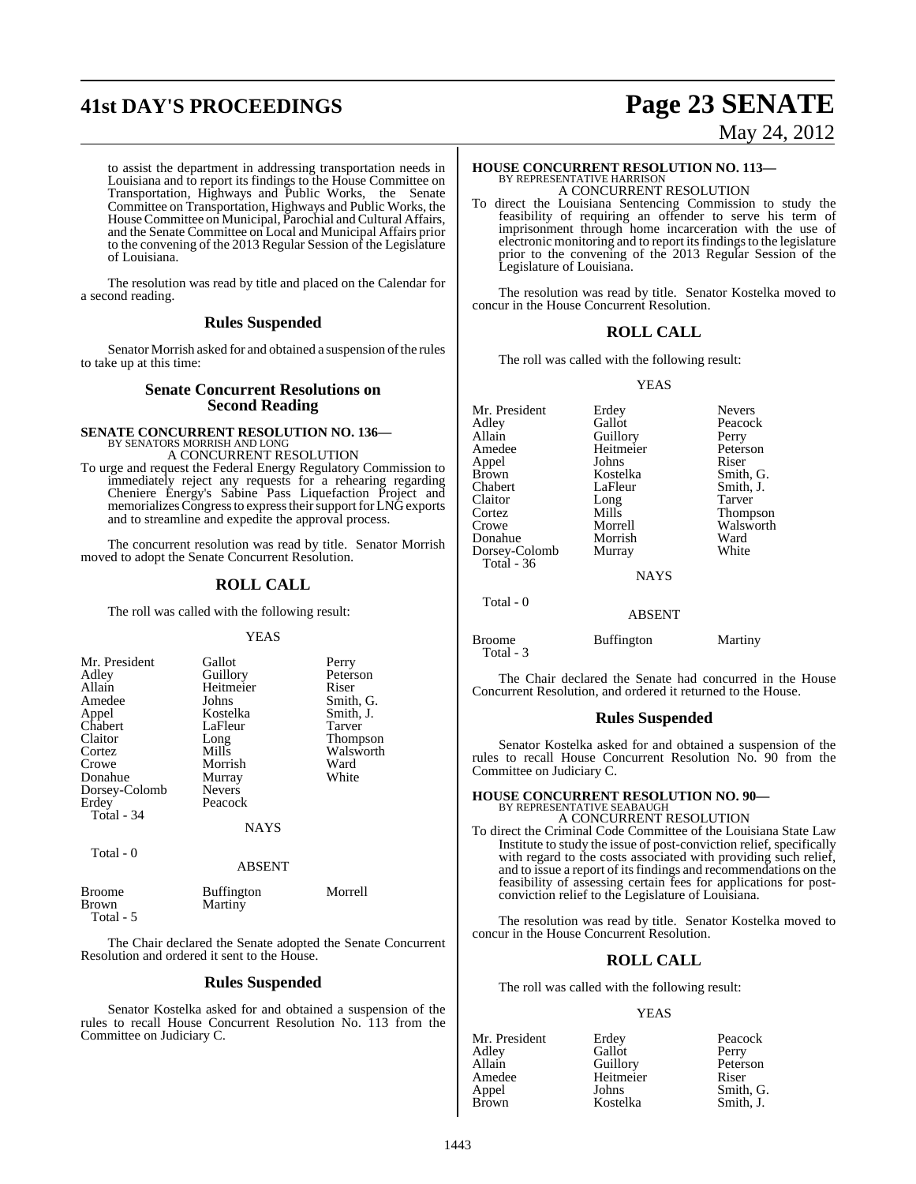to assist the department in addressing transportation needs in Louisiana and to report its findings to the House Committee on Transportation, Highways and Public Works, the Senate Committee on Transportation, Highways and Public Works, the House Committee on Municipal, Parochial and Cultural Affairs, and the Senate Committee on Local and Municipal Affairs prior to the convening of the 2013 Regular Session of the Legislature of Louisiana.

The resolution was read by title and placed on the Calendar for a second reading.

## Rules Suspended

Senator Morrish asked for and obtained a suspension of the rules to take up at this time:

## Senate Concurrent Resolutions on Second Reading

**SENATE CONCURRENT RESOLUTION NO. 136—**
BY SENATORS MORRISH AND LONG
A CONCURRENT RESOLUTION

To urge and request the Federal Energy Regulatory Commission to immediately reject any requests for a rehearing regarding Cheniere Energy's Sabine Pass Liquefaction Project and memorializes Congress to express their support for LNG exports and to streamline and expedite the approval process.

The concurrent resolution was read by title. Senator Morrish moved to adopt the Senate Concurrent Resolution.

## ROLL CALL

The roll was called with the following result:

YEAS

| | | |
|---|---|---|
| Mr. President | Gallot | Perry |
| Adley | Guillory | Peterson |
| Allain | Heitmeier | Riser |
| Amedee | Johns | Smith, G. |
| Appel | Kostelka | Smith, J. |
| Chabert | LaFleur | Tarver |
| Claitor | Long | Thompson |
| Cortez | Mills | Walsworth |
| Crowe | Morrish | Ward |
| Donahue | Murray | White |
| Dorsey-Colomb | Nevers | |
| Erdey | Peacock | |

Total - 34

NAYS

Total - 0

ABSENT

| | | |
|---|---|---|
| Broome | Buffington | Morrell |
| Brown | Martiny | |

Total - 5

The Chair declared the Senate adopted the Senate Concurrent Resolution and ordered it sent to the House.

## Rules Suspended

Senator Kostelka asked for and obtained a suspension of the rules to recall House Concurrent Resolution No. 113 from the Committee on Judiciary C.

**HOUSE CONCURRENT RESOLUTION NO. 113—**
BY REPRESENTATIVE HARRISON
A CONCURRENT RESOLUTION

To direct the Louisiana Sentencing Commission to study the feasibility of requiring an offender to serve his term of imprisonment through home incarceration with the use of electronic monitoring and to report its findings to the legislature prior to the convening of the 2013 Regular Session of the Legislature of Louisiana.

The resolution was read by title. Senator Kostelka moved to concur in the House Concurrent Resolution.

## ROLL CALL

The roll was called with the following result:

YEAS

| | | |
|---|---|---|
| Mr. President | Erdey | Nevers |
| Adley | Gallot | Peacock |
| Allain | Guillory | Perry |
| Amedee | Heitmeier | Peterson |
| Appel | Johns | Riser |
| Brown | Kostelka | Smith, G. |
| Chabert | LaFleur | Smith, J. |
| Claitor | Long | Tarver |
| Cortez | Mills | Thompson |
| Crowe | Morrell | Walsworth |
| Donahue | Morrish | Ward |
| Dorsey-Colomb | Murray | White |

Total - 36

NAYS

Total - 0

ABSENT

| | | |
|---|---|---|
| Broome | Buffington | Martiny |

Total - 3

The Chair declared the Senate had concurred in the House Concurrent Resolution, and ordered it returned to the House.

## Rules Suspended

Senator Kostelka asked for and obtained a suspension of the rules to recall House Concurrent Resolution No. 90 from the Committee on Judiciary C.

**HOUSE CONCURRENT RESOLUTION NO. 90—**
BY REPRESENTATIVE SEABAUGH
A CONCURRENT RESOLUTION

To direct the Criminal Code Committee of the Louisiana State Law Institute to study the issue of post-conviction relief, specifically with regard to the costs associated with providing such relief, and to issue a report of its findings and recommendations on the feasibility of assessing certain fees for applications for post-conviction relief to the Legislature of Louisiana.

The resolution was read by title. Senator Kostelka moved to concur in the House Concurrent Resolution.

## ROLL CALL

The roll was called with the following result:

YEAS

| | | |
|---|---|---|
| Mr. President | Erdey | Peacock |
| Adley | Gallot | Perry |
| Allain | Guillory | Peterson |
| Amedee | Heitmeier | Riser |
| Appel | Johns | Smith, G. |
| Brown | Kostelka | Smith, J. |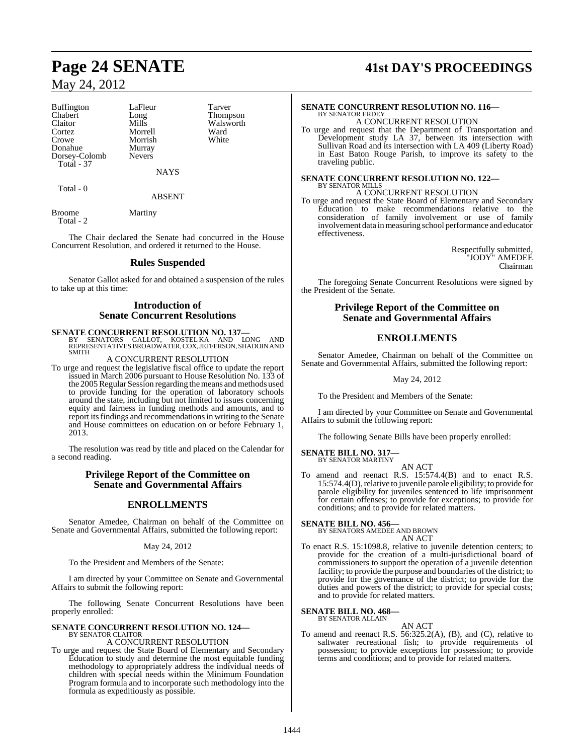| | | |
|---|---|---|
| Buffington | LaFleur | Tarver |
| Chabert | Long | Thompson |
| Claitor | Mills | Walsworth |
| Cortez | Morrell | Ward |
| Crowe | Morrish | White |
| Donahue | Murray | |
| Dorsey-Colomb | Nevers | |
| Total - 37 | | |

NAYS

Total - 0

ABSENT

| | |
|---|---|
| Broome | Martiny |
| Total - 2 | |

The Chair declared the Senate had concurred in the House Concurrent Resolution, and ordered it returned to the House.

## Rules Suspended

Senator Gallot asked for and obtained a suspension of the rules to take up at this time:

## Introduction of Senate Concurrent Resolutions

**SENATE CONCURRENT RESOLUTION NO. 137—**
BY SENATORS GALLOT, KOSTELKA AND LONG AND REPRESENTATIVES BROADWATER, COX, JEFFERSON, SHADOIN AND SMITH

A CONCURRENT RESOLUTION

To urge and request the legislative fiscal office to update the report issued in March 2006 pursuant to House Resolution No. 133 of the 2005 Regular Session regarding the means and methods used to provide funding for the operation of laboratory schools around the state, including but not limited to issues concerning equity and fairness in funding methods and amounts, and to report its findings and recommendations in writing to the Senate and House committees on education on or before February 1, 2013.

The resolution was read by title and placed on the Calendar for a second reading.

## Privilege Report of the Committee on Senate and Governmental Affairs

## ENROLLMENTS

Senator Amedee, Chairman on behalf of the Committee on Senate and Governmental Affairs, submitted the following report:

May 24, 2012

To the President and Members of the Senate:

I am directed by your Committee on Senate and Governmental Affairs to submit the following report:

The following Senate Concurrent Resolutions have been properly enrolled:

**SENATE CONCURRENT RESOLUTION NO. 124—**
BY SENATOR CLAITOR

A CONCURRENT RESOLUTION

To urge and request the State Board of Elementary and Secondary Education to study and determine the most equitable funding methodology to appropriately address the individual needs of children with special needs within the Minimum Foundation Program formula and to incorporate such methodology into the formula as expeditiously as possible.

**SENATE CONCURRENT RESOLUTION NO. 116—**
BY SENATOR ERDEY

A CONCURRENT RESOLUTION

To urge and request that the Department of Transportation and Development study LA 37, between its intersection with Sullivan Road and its intersection with LA 409 (Liberty Road) in East Baton Rouge Parish, to improve its safety to the traveling public.

**SENATE CONCURRENT RESOLUTION NO. 122—**
BY SENATOR MILLS

A CONCURRENT RESOLUTION

To urge and request the State Board of Elementary and Secondary Education to make recommendations relative to the consideration of family involvement or use of family involvement data in measuring school performance and educator effectiveness.

Respectfully submitted,
"JODY" AMEDEE
Chairman

The foregoing Senate Concurrent Resolutions were signed by the President of the Senate.

## Privilege Report of the Committee on Senate and Governmental Affairs

## ENROLLMENTS

Senator Amedee, Chairman on behalf of the Committee on Senate and Governmental Affairs, submitted the following report:

May 24, 2012

To the President and Members of the Senate:

I am directed by your Committee on Senate and Governmental Affairs to submit the following report:

The following Senate Bills have been properly enrolled:

**SENATE BILL NO. 317—**
BY SENATOR MARTINY

AN ACT

To amend and reenact R.S. 15:574.4(B) and to enact R.S. 15:574.4(D), relative to juvenile parole eligibility; to provide for parole eligibility for juveniles sentenced to life imprisonment for certain offenses; to provide for exceptions; to provide for conditions; and to provide for related matters.

**SENATE BILL NO. 456—**
BY SENATORS AMEDEE AND BROWN

AN ACT

To enact R.S. 15:1098.8, relative to juvenile detention centers; to provide for the creation of a multi-jurisdictional board of commissioners to support the operation of a juvenile detention facility; to provide the purpose and boundaries of the district; to provide for the governance of the district; to provide for the duties and powers of the district; to provide for special costs; and to provide for related matters.

**SENATE BILL NO. 468—**
BY SENATOR ALLAIN

AN ACT

To amend and reenact R.S. 56:325.2(A), (B), and (C), relative to saltwater recreational fish; to provide requirements of possession; to provide exceptions for possession; to provide terms and conditions; and to provide for related matters.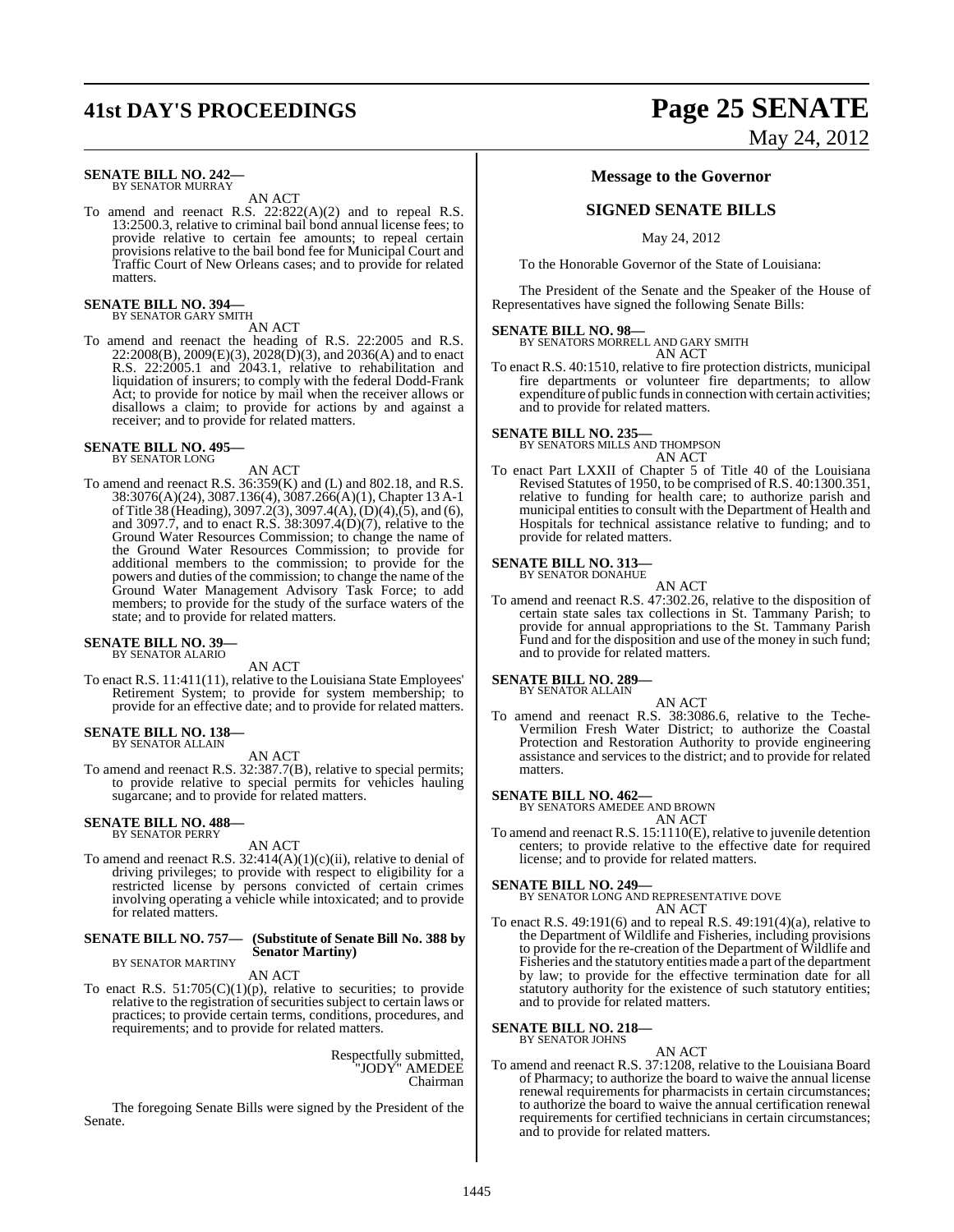**SENATE BILL NO. 242—**
BY SENATOR MURRAY

AN ACT

To amend and reenact R.S. 22:822(A)(2) and to repeal R.S. 13:2500.3, relative to criminal bail bond annual license fees; to provide relative to certain fee amounts; to repeal certain provisions relative to the bail bond fee for Municipal Court and Traffic Court of New Orleans cases; and to provide for related matters.

**SENATE BILL NO. 394—**
BY SENATOR GARY SMITH

AN ACT

To amend and reenact the heading of R.S. 22:2005 and R.S. 22:2008(B), 2009(E)(3), 2028(D)(3), and 2036(A) and to enact R.S. 22:2005.1 and 2043.1, relative to rehabilitation and liquidation of insurers; to comply with the federal Dodd-Frank Act; to provide for notice by mail when the receiver allows or disallows a claim; to provide for actions by and against a receiver; and to provide for related matters.

**SENATE BILL NO. 495—**
BY SENATOR LONG

AN ACT

To amend and reenact R.S. 36:359(K) and (L) and 802.18, and R.S. 38:3076(A)(24), 3087.136(4), 3087.266(A)(1), Chapter 13 A-1 of Title 38 (Heading), 3097.2(3), 3097.4(A), (D)(4),(5), and (6), and 3097.7, and to enact R.S. 38:3097.4(D)(7), relative to the Ground Water Resources Commission; to change the name of the Ground Water Resources Commission; to provide for additional members to the commission; to provide for the powers and duties of the commission; to change the name of the Ground Water Management Advisory Task Force; to add members; to provide for the study of the surface waters of the state; and to provide for related matters.

**SENATE BILL NO. 39—**
BY SENATOR ALARIO

AN ACT

To enact R.S. 11:411(11), relative to the Louisiana State Employees' Retirement System; to provide for system membership; to provide for an effective date; and to provide for related matters.

**SENATE BILL NO. 138—**
BY SENATOR ALLAIN

AN ACT

To amend and reenact R.S. 32:387.7(B), relative to special permits; to provide relative to special permits for vehicles hauling sugarcane; and to provide for related matters.

**SENATE BILL NO. 488—**
BY SENATOR PERRY

AN ACT

To amend and reenact R.S. 32:414(A)(1)(c)(ii), relative to denial of driving privileges; to provide with respect to eligibility for a restricted license by persons convicted of certain crimes involving operating a vehicle while intoxicated; and to provide for related matters.

**SENATE BILL NO. 757— (Substitute of Senate Bill No. 388 by Senator Martiny)**
BY SENATOR MARTINY

AN ACT

To enact R.S. 51:705(C)(1)(p), relative to securities; to provide relative to the registration of securities subject to certain laws or practices; to provide certain terms, conditions, procedures, and requirements; and to provide for related matters.

Respectfully submitted,
"JODY" AMEDEE
Chairman

The foregoing Senate Bills were signed by the President of the Senate.

## Message to the Governor

## SIGNED SENATE BILLS

May 24, 2012

To the Honorable Governor of the State of Louisiana:

The President of the Senate and the Speaker of the House of Representatives have signed the following Senate Bills:

**SENATE BILL NO. 98—**
BY SENATORS MORRELL AND GARY SMITH

AN ACT

To enact R.S. 40:1510, relative to fire protection districts, municipal fire departments or volunteer fire departments; to allow expenditure of public funds in connection with certain activities; and to provide for related matters.

**SENATE BILL NO. 235—**
BY SENATORS MILLS AND THOMPSON

AN ACT

To enact Part LXXII of Chapter 5 of Title 40 of the Louisiana Revised Statutes of 1950, to be comprised of R.S. 40:1300.351, relative to funding for health care; to authorize parish and municipal entities to consult with the Department of Health and Hospitals for technical assistance relative to funding; and to provide for related matters.

**SENATE BILL NO. 313—**
BY SENATOR DONAHUE

AN ACT

To amend and reenact R.S. 47:302.26, relative to the disposition of certain state sales tax collections in St. Tammany Parish; to provide for annual appropriations to the St. Tammany Parish Fund and for the disposition and use of the money in such fund; and to provide for related matters.

**SENATE BILL NO. 289—**
BY SENATOR ALLAIN

AN ACT

To amend and reenact R.S. 38:3086.6, relative to the Teche-Vermilion Fresh Water District; to authorize the Coastal Protection and Restoration Authority to provide engineering assistance and services to the district; and to provide for related matters.

**SENATE BILL NO. 462—**
BY SENATORS AMEDEE AND BROWN

AN ACT

To amend and reenact R.S. 15:1110(E), relative to juvenile detention centers; to provide relative to the effective date for required license; and to provide for related matters.

**SENATE BILL NO. 249—**
BY SENATOR LONG AND REPRESENTATIVE DOVE

AN ACT

To enact R.S. 49:191(6) and to repeal R.S. 49:191(4)(a), relative to the Department of Wildlife and Fisheries, including provisions to provide for the re-creation of the Department of Wildlife and Fisheries and the statutory entities made a part of the department by law; to provide for the effective termination date for all statutory authority for the existence of such statutory entities; and to provide for related matters.

**SENATE BILL NO. 218—**
BY SENATOR JOHNS

AN ACT

To amend and reenact R.S. 37:1208, relative to the Louisiana Board of Pharmacy; to authorize the board to waive the annual license renewal requirements for pharmacists in certain circumstances; to authorize the board to waive the annual certification renewal requirements for certified technicians in certain circumstances; and to provide for related matters.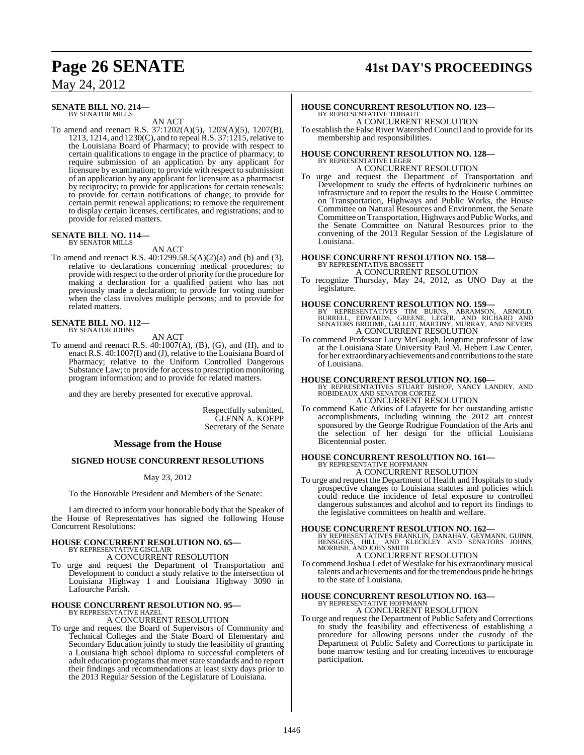**SENATE BILL NO. 214—**
BY SENATOR MILLS

AN ACT

To amend and reenact R.S. 37:1202(A)(5), 1203(A)(5), 1207(B), 1213, 1214, and 1230(C), and to repeal R.S. 37:1215, relative to the Louisiana Board of Pharmacy; to provide with respect to certain qualifications to engage in the practice of pharmacy; to require submission of an application by any applicant for licensure by examination; to provide with respect to submission of an application by any applicant for licensure as a pharmacist by reciprocity; to provide for applications for certain renewals; to provide for certain notifications of change; to provide for certain permit renewal applications; to remove the requirement to display certain licenses, certificates, and registrations; and to provide for related matters.

**SENATE BILL NO. 114—**
BY SENATOR MILLS

AN ACT

To amend and reenact R.S. 40:1299.58.5(A)(2)(a) and (b) and (3), relative to declarations concerning medical procedures; to provide with respect to the order of priority for the procedure for making a declaration for a qualified patient who has not previously made a declaration; to provide for voting number when the class involves multiple persons; and to provide for related matters.

**SENATE BILL NO. 112—**
BY SENATOR JOHNS

AN ACT

To amend and reenact R.S. 40:1007(A), (B), (G), and (H), and to enact R.S. 40:1007(I) and (J), relative to the Louisiana Board of Pharmacy; relative to the Uniform Controlled Dangerous Substance Law; to provide for access to prescription monitoring program information; and to provide for related matters.

and they are hereby presented for executive approval.

Respectfully submitted,
GLENN A. KOEPP
Secretary of the Senate

## Message from the House

### SIGNED HOUSE CONCURRENT RESOLUTIONS

May 23, 2012

To the Honorable President and Members of the Senate:

I am directed to inform your honorable body that the Speaker of the House of Representatives has signed the following House Concurrent Resolutions:

**HOUSE CONCURRENT RESOLUTION NO. 65—**
BY REPRESENTATIVE GISCLAIR

A CONCURRENT RESOLUTION

To urge and request the Department of Transportation and Development to conduct a study relative to the intersection of Louisiana Highway 1 and Louisiana Highway 3090 in Lafourche Parish.

**HOUSE CONCURRENT RESOLUTION NO. 95—**
BY REPRESENTATIVE HAZEL

A CONCURRENT RESOLUTION

To urge and request the Board of Supervisors of Community and Technical Colleges and the State Board of Elementary and Secondary Education jointly to study the feasibility of granting a Louisiana high school diploma to successful completers of adult education programs that meet state standards and to report their findings and recommendations at least sixty days prior to the 2013 Regular Session of the Legislature of Louisiana.

**HOUSE CONCURRENT RESOLUTION NO. 123—**
BY REPRESENTATIVE THIBAUT

A CONCURRENT RESOLUTION

To establish the False River Watershed Council and to provide for its membership and responsibilities.

**HOUSE CONCURRENT RESOLUTION NO. 128—**
BY REPRESENTATIVE LEGER

A CONCURRENT RESOLUTION

To urge and request the Department of Transportation and Development to study the effects of hydrokinetic turbines on infrastructure and to report the results to the House Committee on Transportation, Highways and Public Works, the House Committee on Natural Resources and Environment, the Senate Committee on Transportation, Highways and Public Works, and the Senate Committee on Natural Resources prior to the convening of the 2013 Regular Session of the Legislature of Louisiana.

**HOUSE CONCURRENT RESOLUTION NO. 158—**
BY REPRESENTATIVE BROSSETT

A CONCURRENT RESOLUTION

To recognize Thursday, May 24, 2012, as UNO Day at the legislature.

**HOUSE CONCURRENT RESOLUTION NO. 159—**
BY REPRESENTATIVES TIM BURNS, ABRAMSON, ARNOLD, BURRELL, EDWARDS, GREENE, LEGER, AND RICHARD AND SENATORS BROOME, GALLOT, MARTINY, MURRAY, AND NEVERS

A CONCURRENT RESOLUTION

To commend Professor Lucy McGough, longtime professor of law at the Louisiana State University Paul M. Hebert Law Center, for her extraordinary achievements and contributions to the state of Louisiana.

**HOUSE CONCURRENT RESOLUTION NO. 160—**
BY REPRESENTATIVES STUART BISHOP, NANCY LANDRY, AND ROBIDEAUX AND SENATOR CORTEZ

A CONCURRENT RESOLUTION

To commend Katie Atkins of Lafayette for her outstanding artistic accomplishments, including winning the 2012 art contest sponsored by the George Rodrigue Foundation of the Arts and the selection of her design for the official Louisiana Bicentennial poster.

**HOUSE CONCURRENT RESOLUTION NO. 161—**
BY REPRESENTATIVE HOFFMANN

A CONCURRENT RESOLUTION

To urge and request the Department of Health and Hospitals to study prospective changes to Louisiana statutes and policies which could reduce the incidence of fetal exposure to controlled dangerous substances and alcohol and to report its findings to the legislative committees on health and welfare.

**HOUSE CONCURRENT RESOLUTION NO. 162—**
BY REPRESENTATIVES FRANKLIN, DANAHAY, GEYMANN, GUINN, HENSGENS, HILL, AND KLECKLEY AND SENATORS JOHNS, MORRISH, AND JOHN SMITH

A CONCURRENT RESOLUTION

To commend Joshua Ledet of Westlake for his extraordinary musical talents and achievements and for the tremendous pride he brings to the state of Louisiana.

**HOUSE CONCURRENT RESOLUTION NO. 163—**
BY REPRESENTATIVE HOFFMANN

A CONCURRENT RESOLUTION

To urge and request the Department of Public Safety and Corrections to study the feasibility and effectiveness of establishing a procedure for allowing persons under the custody of the Department of Public Safety and Corrections to participate in bone marrow testing and for creating incentives to encourage participation.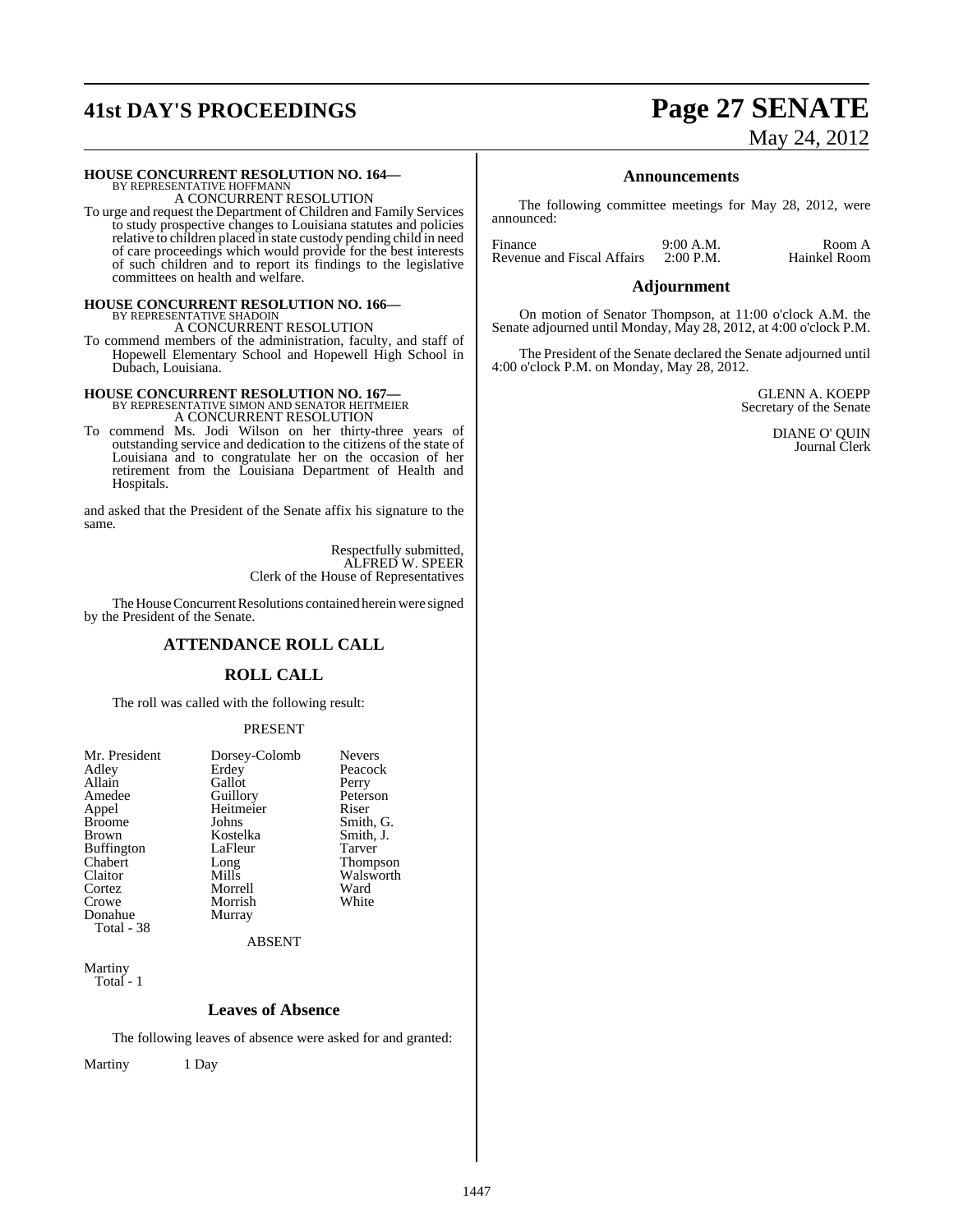**HOUSE CONCURRENT RESOLUTION NO. 164—**
BY REPRESENTATIVE HOFFMANN
A CONCURRENT RESOLUTION

To urge and request the Department of Children and Family Services to study prospective changes to Louisiana statutes and policies relative to children placed in state custody pending child in need of care proceedings which would provide for the best interests of such children and to report its findings to the legislative committees on health and welfare.

**HOUSE CONCURRENT RESOLUTION NO. 166—**
BY REPRESENTATIVE SHADOIN
A CONCURRENT RESOLUTION

To commend members of the administration, faculty, and staff of Hopewell Elementary School and Hopewell High School in Dubach, Louisiana.

**HOUSE CONCURRENT RESOLUTION NO. 167—**
BY REPRESENTATIVE SIMON AND SENATOR HEITMEIER
A CONCURRENT RESOLUTION

To commend Ms. Jodi Wilson on her thirty-three years of outstanding service and dedication to the citizens of the state of Louisiana and to congratulate her on the occasion of her retirement from the Louisiana Department of Health and Hospitals.

and asked that the President of the Senate affix his signature to the same.

Respectfully submitted,
ALFRED W. SPEER
Clerk of the House of Representatives

The House Concurrent Resolutions contained herein were signed by the President of the Senate.

## ATTENDANCE ROLL CALL

## ROLL CALL

The roll was called with the following result:

PRESENT

| | | |
|---|---|---|
| Mr. President | Dorsey-Colomb | Nevers |
| Adley | Erdey | Peacock |
| Allain | Gallot | Perry |
| Amedee | Guillory | Peterson |
| Appel | Heitmeier | Riser |
| Broome | Johns | Smith, G. |
| Brown | Kostelka | Smith, J. |
| Buffington | LaFleur | Tarver |
| Chabert | Long | Thompson |
| Claitor | Mills | Walsworth |
| Cortez | Morrell | Ward |
| Crowe | Morrish | White |
| Donahue | Murray | |

Total - 38

ABSENT

Martiny
Total - 1

## Leaves of Absence

The following leaves of absence were asked for and granted:

Martiny 1 Day

## Announcements

The following committee meetings for May 28, 2012, were announced:

| | | |
|---|---|---|
| Finance | 9:00 A.M. | Room A |
| Revenue and Fiscal Affairs | 2:00 P.M. | Hainkel Room |

## Adjournment

On motion of Senator Thompson, at 11:00 o'clock A.M. the Senate adjourned until Monday, May 28, 2012, at 4:00 o'clock P.M.

The President of the Senate declared the Senate adjourned until 4:00 o'clock P.M. on Monday, May 28, 2012.

GLENN A. KOEPP
Secretary of the Senate

DIANE O' QUIN
Journal Clerk